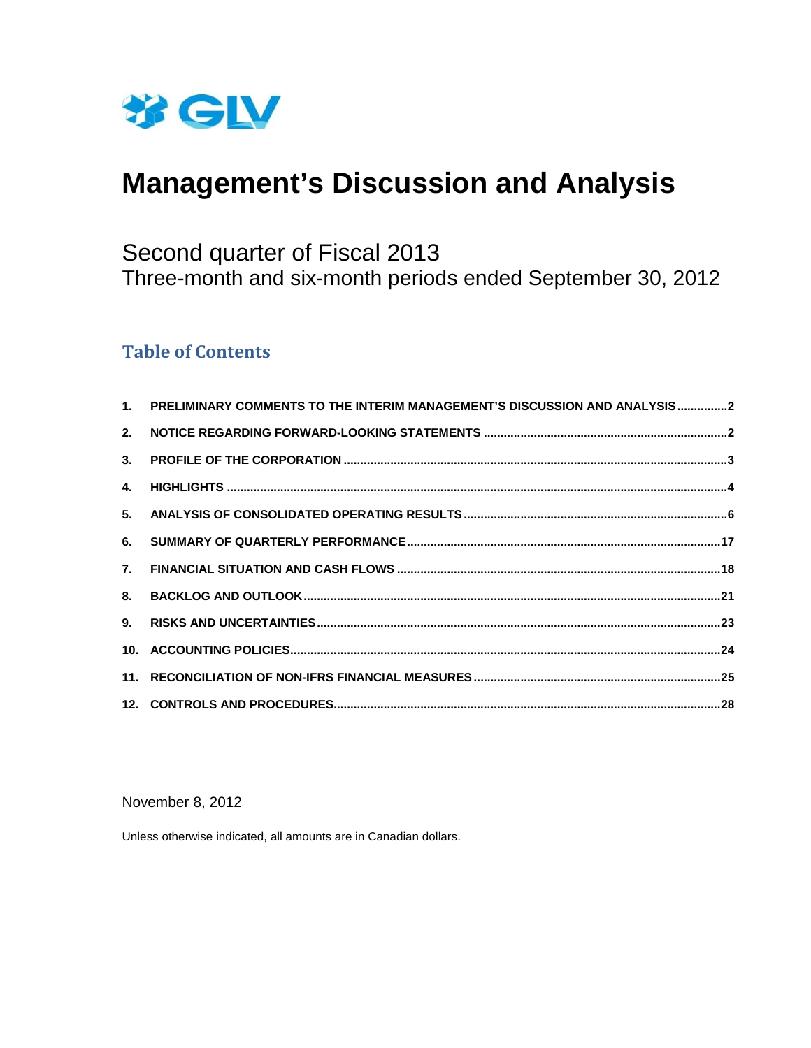GLV

# Management's Discussion and Analysis

## Second quarter of Fiscal 2013
Three-month and six-month periods ended September 30, 2012

### Table of Contents

1. **PRELIMINARY COMMENTS TO THE INTERIM MANAGEMENT'S DISCUSSION AND ANALYSIS** ..............2
2. **NOTICE REGARDING FORWARD-LOOKING STATEMENTS** ..............2
3. **PROFILE OF THE CORPORATION** ..............3
4. **HIGHLIGHTS** ..............4
5. **ANALYSIS OF CONSOLIDATED OPERATING RESULTS** ..............6
6. **SUMMARY OF QUARTERLY PERFORMANCE** ..............17
7. **FINANCIAL SITUATION AND CASH FLOWS** ..............18
8. **BACKLOG AND OUTLOOK** ..............21
9. **RISKS AND UNCERTAINTIES** ..............23
10. **ACCOUNTING POLICIES** ..............24
11. **RECONCILIATION OF NON-IFRS FINANCIAL MEASURES** ..............25
12. **CONTROLS AND PROCEDURES** ..............28

November 8, 2012

Unless otherwise indicated, all amounts are in Canadian dollars.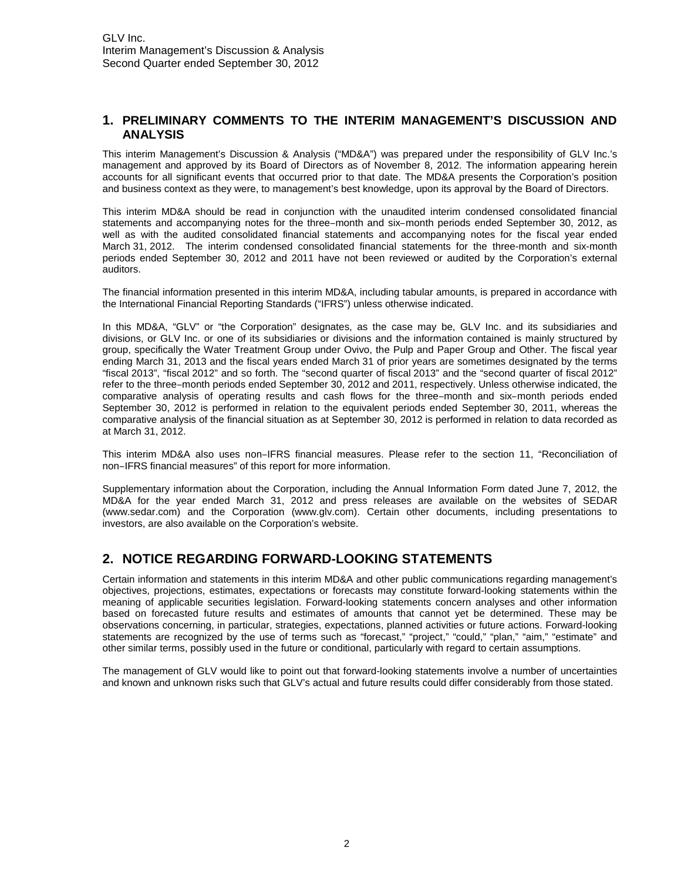## 1. PRELIMINARY COMMENTS TO THE INTERIM MANAGEMENT'S DISCUSSION AND ANALYSIS

This interim Management's Discussion & Analysis ("MD&A") was prepared under the responsibility of GLV Inc.'s management and approved by its Board of Directors as of November 8, 2012. The information appearing herein accounts for all significant events that occurred prior to that date. The MD&A presents the Corporation's position and business context as they were, to management's best knowledge, upon its approval by the Board of Directors.

This interim MD&A should be read in conjunction with the unaudited interim condensed consolidated financial statements and accompanying notes for the three-month and six-month periods ended September 30, 2012, as well as with the audited consolidated financial statements and accompanying notes for the fiscal year ended March 31, 2012. The interim condensed consolidated financial statements for the three-month and six-month periods ended September 30, 2012 and 2011 have not been reviewed or audited by the Corporation's external auditors.

The financial information presented in this interim MD&A, including tabular amounts, is prepared in accordance with the International Financial Reporting Standards ("IFRS") unless otherwise indicated.

In this MD&A, "GLV" or "the Corporation" designates, as the case may be, GLV Inc. and its subsidiaries and divisions, or GLV Inc. or one of its subsidiaries or divisions and the information contained is mainly structured by group, specifically the Water Treatment Group under Ovivo, the Pulp and Paper Group and Other. The fiscal year ending March 31, 2013 and the fiscal years ended March 31 of prior years are sometimes designated by the terms "fiscal 2013", "fiscal 2012" and so forth. The "second quarter of fiscal 2013" and the "second quarter of fiscal 2012" refer to the three-month periods ended September 30, 2012 and 2011, respectively. Unless otherwise indicated, the comparative analysis of operating results and cash flows for the three-month and six-month periods ended September 30, 2012 is performed in relation to the equivalent periods ended September 30, 2011, whereas the comparative analysis of the financial situation as at September 30, 2012 is performed in relation to data recorded as at March 31, 2012.

This interim MD&A also uses non-IFRS financial measures. Please refer to the section 11, "Reconciliation of non-IFRS financial measures" of this report for more information.

Supplementary information about the Corporation, including the Annual Information Form dated June 7, 2012, the MD&A for the year ended March 31, 2012 and press releases are available on the websites of SEDAR (www.sedar.com) and the Corporation (www.glv.com). Certain other documents, including presentations to investors, are also available on the Corporation's website.

## 2. NOTICE REGARDING FORWARD-LOOKING STATEMENTS

Certain information and statements in this interim MD&A and other public communications regarding management's objectives, projections, estimates, expectations or forecasts may constitute forward-looking statements within the meaning of applicable securities legislation. Forward-looking statements concern analyses and other information based on forecasted future results and estimates of amounts that cannot yet be determined. These may be observations concerning, in particular, strategies, expectations, planned activities or future actions. Forward-looking statements are recognized by the use of terms such as "forecast," "project," "could," "plan," "aim," "estimate" and other similar terms, possibly used in the future or conditional, particularly with regard to certain assumptions.

The management of GLV would like to point out that forward-looking statements involve a number of uncertainties and known and unknown risks such that GLV's actual and future results could differ considerably from those stated.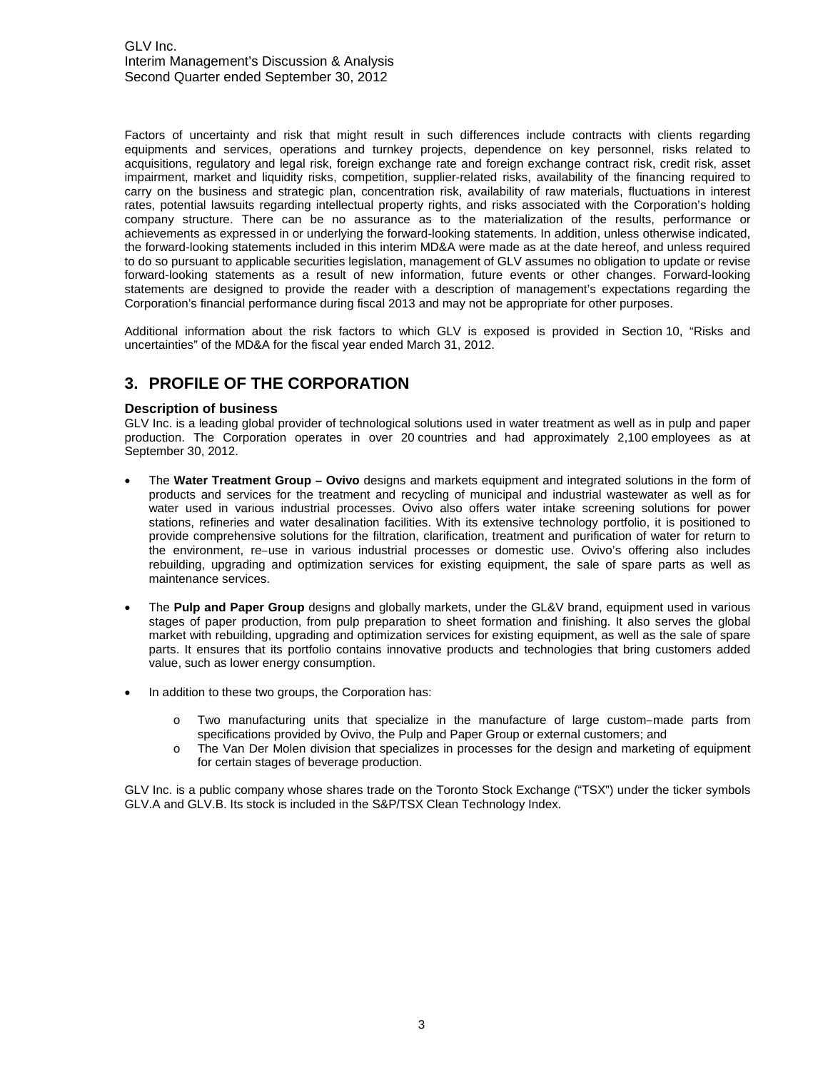Factors of uncertainty and risk that might result in such differences include contracts with clients regarding equipments and services, operations and turnkey projects, dependence on key personnel, risks related to acquisitions, regulatory and legal risk, foreign exchange rate and foreign exchange contract risk, credit risk, asset impairment, market and liquidity risks, competition, supplier-related risks, availability of the financing required to carry on the business and strategic plan, concentration risk, availability of raw materials, fluctuations in interest rates, potential lawsuits regarding intellectual property rights, and risks associated with the Corporation's holding company structure. There can be no assurance as to the materialization of the results, performance or achievements as expressed in or underlying the forward-looking statements. In addition, unless otherwise indicated, the forward-looking statements included in this interim MD&A were made as at the date hereof, and unless required to do so pursuant to applicable securities legislation, management of GLV assumes no obligation to update or revise forward-looking statements as a result of new information, future events or other changes. Forward-looking statements are designed to provide the reader with a description of management's expectations regarding the Corporation's financial performance during fiscal 2013 and may not be appropriate for other purposes.

Additional information about the risk factors to which GLV is exposed is provided in Section 10, "Risks and uncertainties" of the MD&A for the fiscal year ended March 31, 2012.

## 3. PROFILE OF THE CORPORATION

### Description of business

GLV Inc. is a leading global provider of technological solutions used in water treatment as well as in pulp and paper production. The Corporation operates in over 20 countries and had approximately 2,100 employees as at September 30, 2012.

- The **Water Treatment Group – Ovivo** designs and markets equipment and integrated solutions in the form of products and services for the treatment and recycling of municipal and industrial wastewater as well as for water used in various industrial processes. Ovivo also offers water intake screening solutions for power stations, refineries and water desalination facilities. With its extensive technology portfolio, it is positioned to provide comprehensive solutions for the filtration, clarification, treatment and purification of water for return to the environment, re-use in various industrial processes or domestic use. Ovivo's offering also includes rebuilding, upgrading and optimization services for existing equipment, the sale of spare parts as well as maintenance services.

- The **Pulp and Paper Group** designs and globally markets, under the GL&V brand, equipment used in various stages of paper production, from pulp preparation to sheet formation and finishing. It also serves the global market with rebuilding, upgrading and optimization services for existing equipment, as well as the sale of spare parts. It ensures that its portfolio contains innovative products and technologies that bring customers added value, such as lower energy consumption.

- In addition to these two groups, the Corporation has:
  - Two manufacturing units that specialize in the manufacture of large custom-made parts from specifications provided by Ovivo, the Pulp and Paper Group or external customers; and
  - The Van Der Molen division that specializes in processes for the design and marketing of equipment for certain stages of beverage production.

GLV Inc. is a public company whose shares trade on the Toronto Stock Exchange ("TSX") under the ticker symbols GLV.A and GLV.B. Its stock is included in the S&P/TSX Clean Technology Index.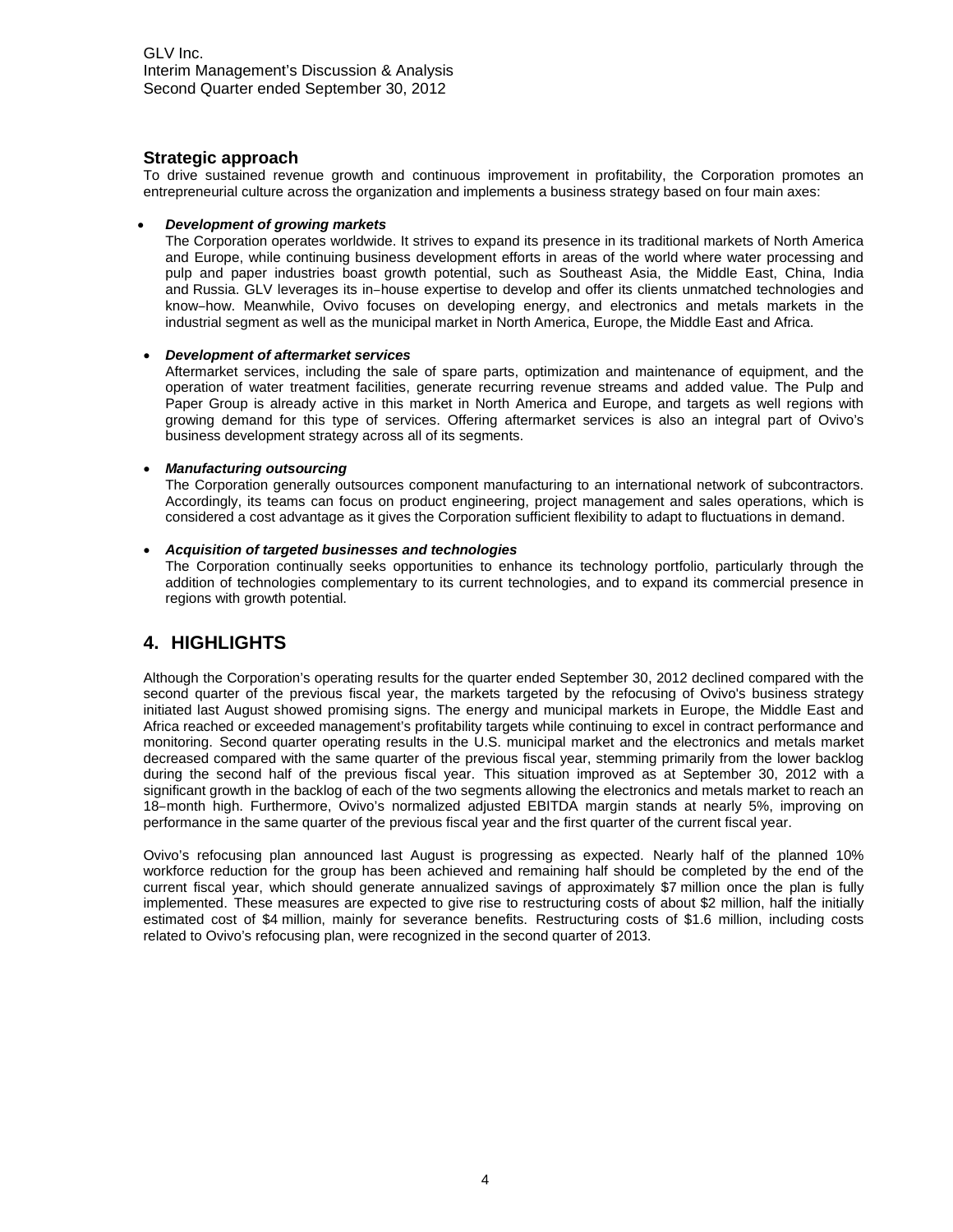### Strategic approach

To drive sustained revenue growth and continuous improvement in profitability, the Corporation promotes an entrepreneurial culture across the organization and implements a business strategy based on four main axes:

- ***Development of growing markets***
  The Corporation operates worldwide. It strives to expand its presence in its traditional markets of North America and Europe, while continuing business development efforts in areas of the world where water processing and pulp and paper industries boast growth potential, such as Southeast Asia, the Middle East, China, India and Russia. GLV leverages its in-house expertise to develop and offer its clients unmatched technologies and know-how. Meanwhile, Ovivo focuses on developing energy, and electronics and metals markets in the industrial segment as well as the municipal market in North America, Europe, the Middle East and Africa.

- ***Development of aftermarket services***
  Aftermarket services, including the sale of spare parts, optimization and maintenance of equipment, and the operation of water treatment facilities, generate recurring revenue streams and added value. The Pulp and Paper Group is already active in this market in North America and Europe, and targets as well regions with growing demand for this type of services. Offering aftermarket services is also an integral part of Ovivo's business development strategy across all of its segments.

- ***Manufacturing outsourcing***
  The Corporation generally outsources component manufacturing to an international network of subcontractors. Accordingly, its teams can focus on product engineering, project management and sales operations, which is considered a cost advantage as it gives the Corporation sufficient flexibility to adapt to fluctuations in demand.

- ***Acquisition of targeted businesses and technologies***
  The Corporation continually seeks opportunities to enhance its technology portfolio, particularly through the addition of technologies complementary to its current technologies, and to expand its commercial presence in regions with growth potential.

## 4. HIGHLIGHTS

Although the Corporation's operating results for the quarter ended September 30, 2012 declined compared with the second quarter of the previous fiscal year, the markets targeted by the refocusing of Ovivo's business strategy initiated last August showed promising signs. The energy and municipal markets in Europe, the Middle East and Africa reached or exceeded management's profitability targets while continuing to excel in contract performance and monitoring. Second quarter operating results in the U.S. municipal market and the electronics and metals market decreased compared with the same quarter of the previous fiscal year, stemming primarily from the lower backlog during the second half of the previous fiscal year. This situation improved as at September 30, 2012 with a significant growth in the backlog of each of the two segments allowing the electronics and metals market to reach an 18-month high. Furthermore, Ovivo's normalized adjusted EBITDA margin stands at nearly 5%, improving on performance in the same quarter of the previous fiscal year and the first quarter of the current fiscal year.

Ovivo's refocusing plan announced last August is progressing as expected. Nearly half of the planned 10% workforce reduction for the group has been achieved and remaining half should be completed by the end of the current fiscal year, which should generate annualized savings of approximately $7 million once the plan is fully implemented. These measures are expected to give rise to restructuring costs of about $2 million, half the initially estimated cost of $4 million, mainly for severance benefits. Restructuring costs of $1.6 million, including costs related to Ovivo's refocusing plan, were recognized in the second quarter of 2013.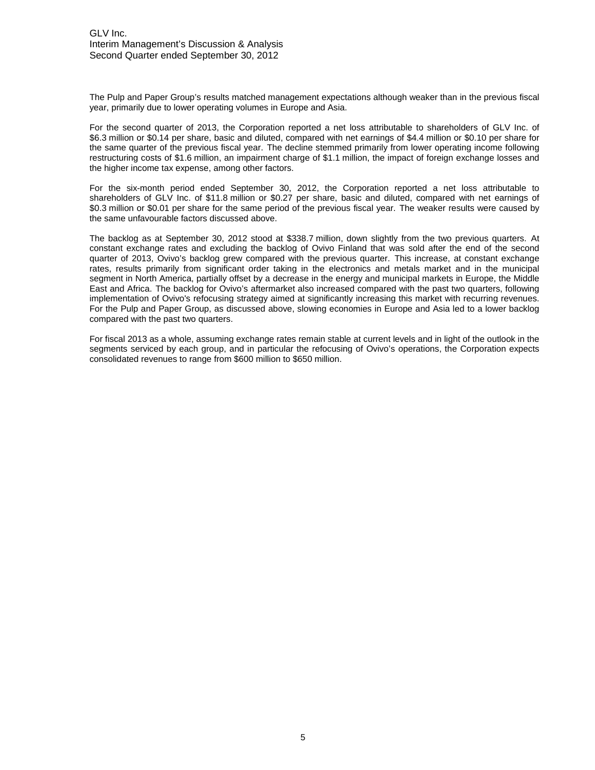The Pulp and Paper Group's results matched management expectations although weaker than in the previous fiscal year, primarily due to lower operating volumes in Europe and Asia.

For the second quarter of 2013, the Corporation reported a net loss attributable to shareholders of GLV Inc. of $6.3 million or $0.14 per share, basic and diluted, compared with net earnings of $4.4 million or $0.10 per share for the same quarter of the previous fiscal year. The decline stemmed primarily from lower operating income following restructuring costs of $1.6 million, an impairment charge of $1.1 million, the impact of foreign exchange losses and the higher income tax expense, among other factors.

For the six-month period ended September 30, 2012, the Corporation reported a net loss attributable to shareholders of GLV Inc. of $11.8 million or $0.27 per share, basic and diluted, compared with net earnings of $0.3 million or $0.01 per share for the same period of the previous fiscal year. The weaker results were caused by the same unfavourable factors discussed above.

The backlog as at September 30, 2012 stood at $338.7 million, down slightly from the two previous quarters. At constant exchange rates and excluding the backlog of Ovivo Finland that was sold after the end of the second quarter of 2013, Ovivo's backlog grew compared with the previous quarter. This increase, at constant exchange rates, results primarily from significant order taking in the electronics and metals market and in the municipal segment in North America, partially offset by a decrease in the energy and municipal markets in Europe, the Middle East and Africa. The backlog for Ovivo's aftermarket also increased compared with the past two quarters, following implementation of Ovivo's refocusing strategy aimed at significantly increasing this market with recurring revenues. For the Pulp and Paper Group, as discussed above, slowing economies in Europe and Asia led to a lower backlog compared with the past two quarters.

For fiscal 2013 as a whole, assuming exchange rates remain stable at current levels and in light of the outlook in the segments serviced by each group, and in particular the refocusing of Ovivo's operations, the Corporation expects consolidated revenues to range from $600 million to $650 million.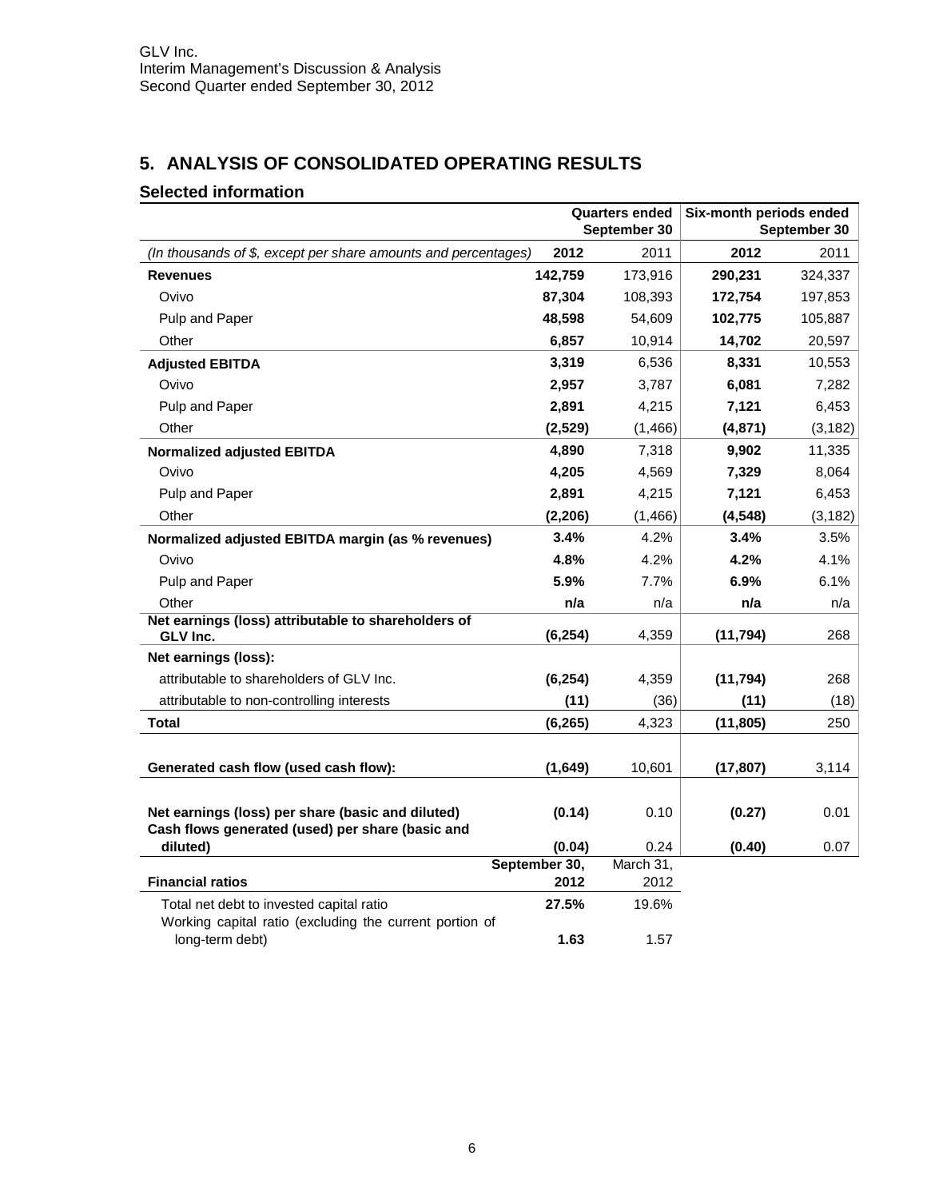# 5. ANALYSIS OF CONSOLIDATED OPERATING RESULTS

## Selected information

| | Quarters ended September 30 | | Six-month periods ended September 30 | |
|---|---|---|---|---|
| *(In thousands of $, except per share amounts and percentages)* | **2012** | 2011 | **2012** | 2011 |
| **Revenues** | **142,759** | 173,916 | **290,231** | 324,337 |
| Ovivo | **87,304** | 108,393 | **172,754** | 197,853 |
| Pulp and Paper | **48,598** | 54,609 | **102,775** | 105,887 |
| Other | **6,857** | 10,914 | **14,702** | 20,597 |
| **Adjusted EBITDA** | **3,319** | 6,536 | **8,331** | 10,553 |
| Ovivo | **2,957** | 3,787 | **6,081** | 7,282 |
| Pulp and Paper | **2,891** | 4,215 | **7,121** | 6,453 |
| Other | **(2,529)** | (1,466) | **(4,871)** | (3,182) |
| **Normalized adjusted EBITDA** | **4,890** | 7,318 | **9,902** | 11,335 |
| Ovivo | **4,205** | 4,569 | **7,329** | 8,064 |
| Pulp and Paper | **2,891** | 4,215 | **7,121** | 6,453 |
| Other | **(2,206)** | (1,466) | **(4,548)** | (3,182) |
| **Normalized adjusted EBITDA margin (as % revenues)** | **3.4%** | 4.2% | **3.4%** | 3.5% |
| Ovivo | **4.8%** | 4.2% | **4.2%** | 4.1% |
| Pulp and Paper | **5.9%** | 7.7% | **6.9%** | 6.1% |
| Other | **n/a** | n/a | **n/a** | n/a |
| **Net earnings (loss) attributable to shareholders of GLV Inc.** | **(6,254)** | 4,359 | **(11,794)** | 268 |
| **Net earnings (loss):** | | | | |
| attributable to shareholders of GLV Inc. | **(6,254)** | 4,359 | **(11,794)** | 268 |
| attributable to non-controlling interests | **(11)** | (36) | **(11)** | (18) |
| **Total** | **(6,265)** | 4,323 | **(11,805)** | 250 |
| **Generated cash flow (used cash flow):** | **(1,649)** | 10,601 | **(17,807)** | 3,114 |
| **Net earnings (loss) per share (basic and diluted)** | **(0.14)** | 0.10 | **(0.27)** | 0.01 |
| **Cash flows generated (used) per share (basic and diluted)** | **(0.04)** | 0.24 | **(0.40)** | 0.07 |

| **Financial ratios** | **September 30, 2012** | March 31, 2012 |
|---|---|---|
| Total net debt to invested capital ratio | **27.5%** | 19.6% |
| Working capital ratio (excluding the current portion of long-term debt) | **1.63** | 1.57 |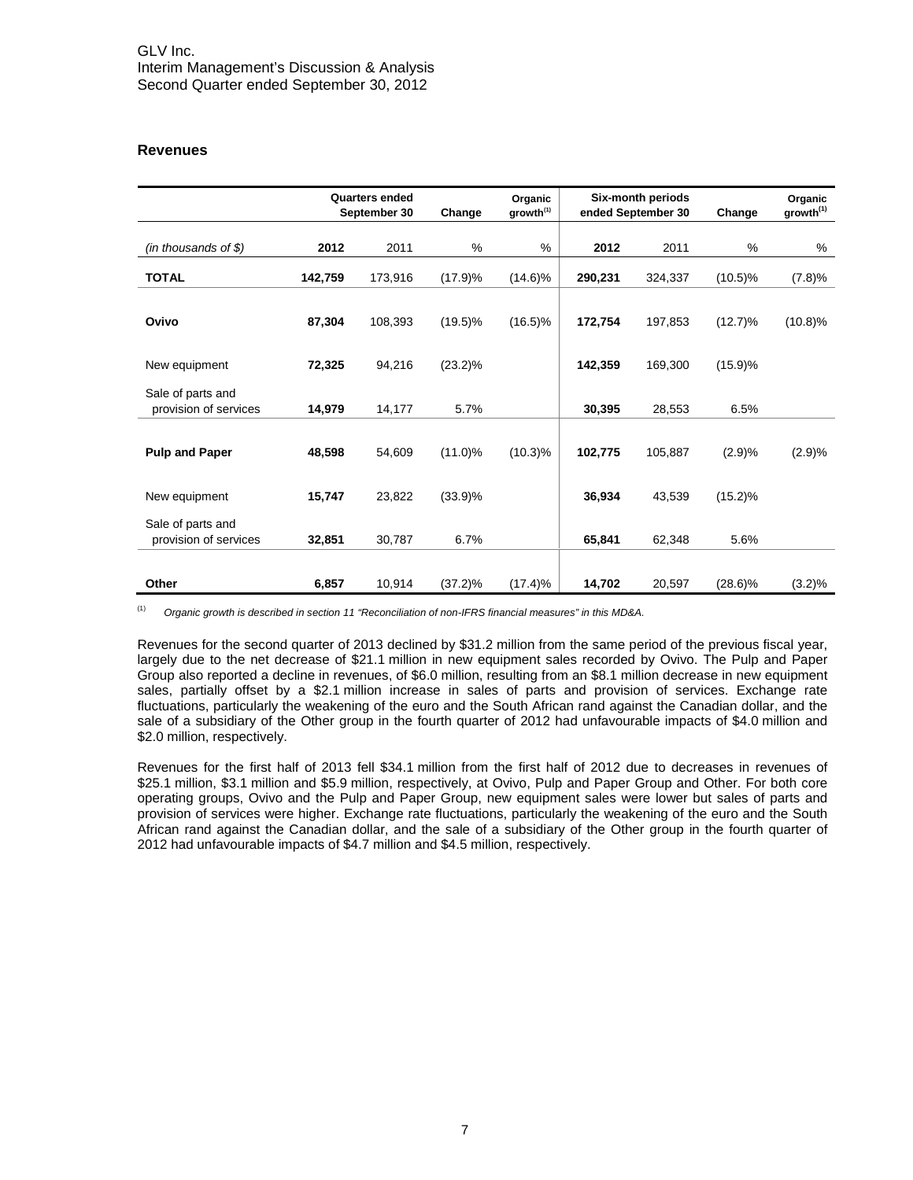## Revenues

| | Quarters ended September 30 | | Change | Organic growth[1] | Six-month periods ended September 30 | | Change | Organic growth[1] |
|---|---|---|---|---|---|---|---|---|
| *(in thousands of $)* | **2012** | 2011 | % | % | **2012** | 2011 | % | % |
| **TOTAL** | **142,759** | 173,916 | (17.9)% | (14.6)% | **290,231** | 324,337 | (10.5)% | (7.8)% |
| **Ovivo** | **87,304** | 108,393 | (19.5)% | (16.5)% | **172,754** | 197,853 | (12.7)% | (10.8)% |
| New equipment | **72,325** | 94,216 | (23.2)% | | **142,359** | 169,300 | (15.9)% | |
| Sale of parts and provision of services | **14,979** | 14,177 | 5.7% | | **30,395** | 28,553 | 6.5% | |
| **Pulp and Paper** | **48,598** | 54,609 | (11.0)% | (10.3)% | **102,775** | 105,887 | (2.9)% | (2.9)% |
| New equipment | **15,747** | 23,822 | (33.9)% | | **36,934** | 43,539 | (15.2)% | |
| Sale of parts and provision of services | **32,851** | 30,787 | 6.7% | | **65,841** | 62,348 | 5.6% | |
| **Other** | **6,857** | 10,914 | (37.2)% | (17.4)% | **14,702** | 20,597 | (28.6)% | (3.2)% |

[1] *Organic growth is described in section 11 "Reconciliation of non-IFRS financial measures" in this MD&A.*

Revenues for the second quarter of 2013 declined by $31.2 million from the same period of the previous fiscal year, largely due to the net decrease of $21.1 million in new equipment sales recorded by Ovivo. The Pulp and Paper Group also reported a decline in revenues, of $6.0 million, resulting from an $8.1 million decrease in new equipment sales, partially offset by a $2.1 million increase in sales of parts and provision of services. Exchange rate fluctuations, particularly the weakening of the euro and the South African rand against the Canadian dollar, and the sale of a subsidiary of the Other group in the fourth quarter of 2012 had unfavourable impacts of $4.0 million and $2.0 million, respectively.

Revenues for the first half of 2013 fell $34.1 million from the first half of 2012 due to decreases in revenues of $25.1 million, $3.1 million and $5.9 million, respectively, at Ovivo, Pulp and Paper Group and Other. For both core operating groups, Ovivo and the Pulp and Paper Group, new equipment sales were lower but sales of parts and provision of services were higher. Exchange rate fluctuations, particularly the weakening of the euro and the South African rand against the Canadian dollar, and the sale of a subsidiary of the Other group in the fourth quarter of 2012 had unfavourable impacts of $4.7 million and $4.5 million, respectively.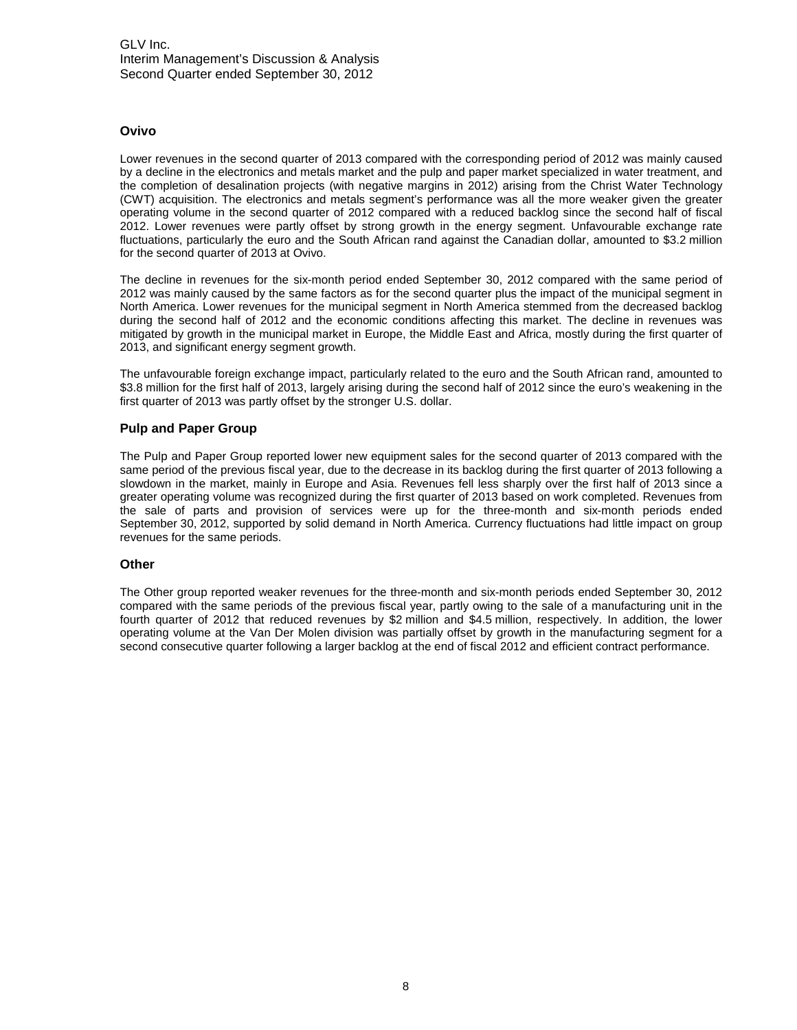## Ovivo

Lower revenues in the second quarter of 2013 compared with the corresponding period of 2012 was mainly caused by a decline in the electronics and metals market and the pulp and paper market specialized in water treatment, and the completion of desalination projects (with negative margins in 2012) arising from the Christ Water Technology (CWT) acquisition. The electronics and metals segment's performance was all the more weaker given the greater operating volume in the second quarter of 2012 compared with a reduced backlog since the second half of fiscal 2012. Lower revenues were partly offset by strong growth in the energy segment. Unfavourable exchange rate fluctuations, particularly the euro and the South African rand against the Canadian dollar, amounted to $3.2 million for the second quarter of 2013 at Ovivo.

The decline in revenues for the six-month period ended September 30, 2012 compared with the same period of 2012 was mainly caused by the same factors as for the second quarter plus the impact of the municipal segment in North America. Lower revenues for the municipal segment in North America stemmed from the decreased backlog during the second half of 2012 and the economic conditions affecting this market. The decline in revenues was mitigated by growth in the municipal market in Europe, the Middle East and Africa, mostly during the first quarter of 2013, and significant energy segment growth.

The unfavourable foreign exchange impact, particularly related to the euro and the South African rand, amounted to $3.8 million for the first half of 2013, largely arising during the second half of 2012 since the euro's weakening in the first quarter of 2013 was partly offset by the stronger U.S. dollar.

## Pulp and Paper Group

The Pulp and Paper Group reported lower new equipment sales for the second quarter of 2013 compared with the same period of the previous fiscal year, due to the decrease in its backlog during the first quarter of 2013 following a slowdown in the market, mainly in Europe and Asia. Revenues fell less sharply over the first half of 2013 since a greater operating volume was recognized during the first quarter of 2013 based on work completed. Revenues from the sale of parts and provision of services were up for the three-month and six-month periods ended September 30, 2012, supported by solid demand in North America. Currency fluctuations had little impact on group revenues for the same periods.

## Other

The Other group reported weaker revenues for the three-month and six-month periods ended September 30, 2012 compared with the same periods of the previous fiscal year, partly owing to the sale of a manufacturing unit in the fourth quarter of 2012 that reduced revenues by $2 million and $4.5 million, respectively. In addition, the lower operating volume at the Van Der Molen division was partially offset by growth in the manufacturing segment for a second consecutive quarter following a larger backlog at the end of fiscal 2012 and efficient contract performance.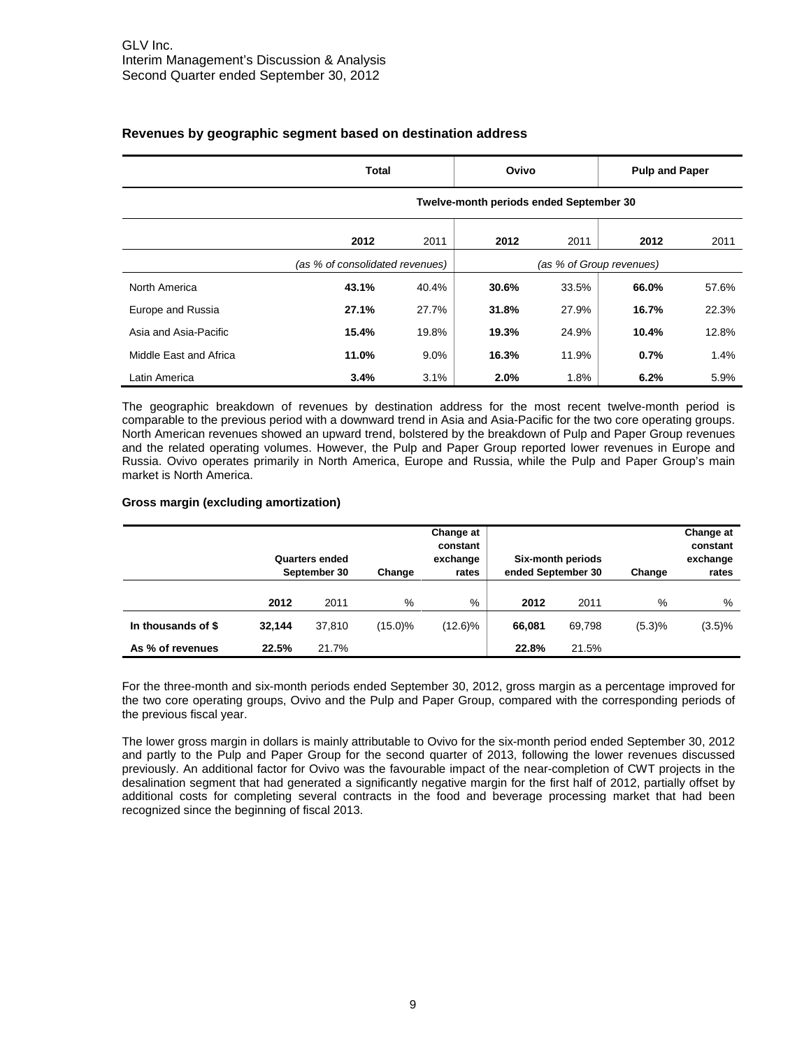### Revenues by geographic segment based on destination address

| | Total | | Ovivo | | Pulp and Paper | |
|---|---|---|---|---|---|---|
| | Twelve-month periods ended September 30 | | | | | |
| | **2012** | 2011 | **2012** | 2011 | **2012** | 2011 |
| | *(as % of consolidated revenues)* | | *(as % of Group revenues)* | | | |
| North America | **43.1%** | 40.4% | **30.6%** | 33.5% | **66.0%** | 57.6% |
| Europe and Russia | **27.1%** | 27.7% | **31.8%** | 27.9% | **16.7%** | 22.3% |
| Asia and Asia-Pacific | **15.4%** | 19.8% | **19.3%** | 24.9% | **10.4%** | 12.8% |
| Middle East and Africa | **11.0%** | 9.0% | **16.3%** | 11.9% | **0.7%** | 1.4% |
| Latin America | **3.4%** | 3.1% | **2.0%** | 1.8% | **6.2%** | 5.9% |

The geographic breakdown of revenues by destination address for the most recent twelve-month period is comparable to the previous period with a downward trend in Asia and Asia-Pacific for the two core operating groups. North American revenues showed an upward trend, bolstered by the breakdown of Pulp and Paper Group revenues and the related operating volumes. However, the Pulp and Paper Group reported lower revenues in Europe and Russia. Ovivo operates primarily in North America, Europe and Russia, while the Pulp and Paper Group's main market is North America.

#### Gross margin (excluding amortization)

| | Quarters ended September 30 | | Change | Change at constant exchange rates | Six-month periods ended September 30 | | Change | Change at constant exchange rates |
|---|---|---|---|---|---|---|---|---|
| | **2012** | 2011 | % | % | **2012** | 2011 | % | % |
| **In thousands of $** | **32,144** | 37,810 | (15.0)% | (12.6)% | **66,081** | 69,798 | (5.3)% | (3.5)% |
| **As % of revenues** | **22.5%** | 21.7% | | | **22.8%** | 21.5% | | |

For the three-month and six-month periods ended September 30, 2012, gross margin as a percentage improved for the two core operating groups, Ovivo and the Pulp and Paper Group, compared with the corresponding periods of the previous fiscal year.

The lower gross margin in dollars is mainly attributable to Ovivo for the six-month period ended September 30, 2012 and partly to the Pulp and Paper Group for the second quarter of 2013, following the lower revenues discussed previously. An additional factor for Ovivo was the favourable impact of the near-completion of CWT projects in the desalination segment that had generated a significantly negative margin for the first half of 2012, partially offset by additional costs for completing several contracts in the food and beverage processing market that had been recognized since the beginning of fiscal 2013.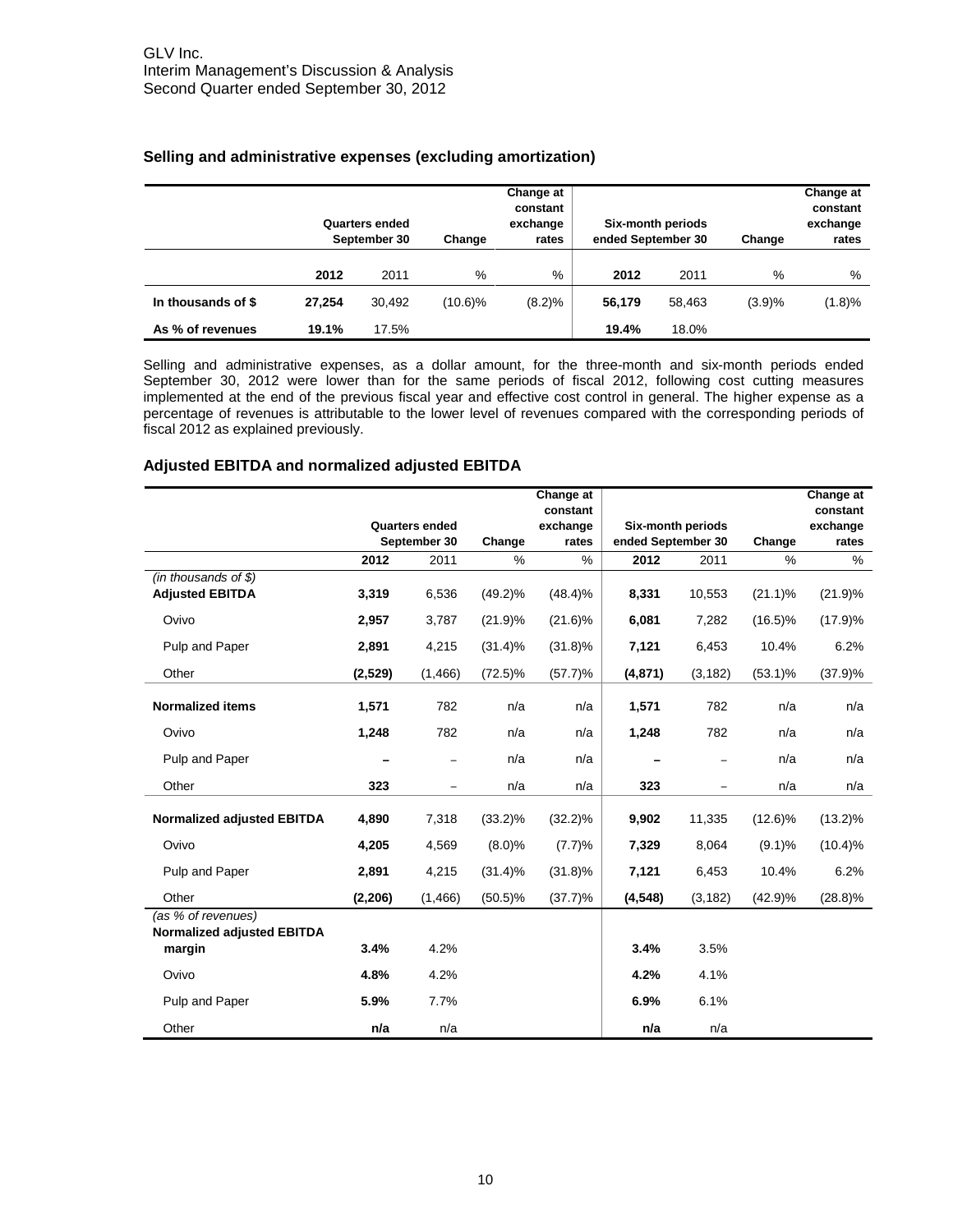## Selling and administrative expenses (excluding amortization)

| | Quarters ended September 30 | | Change | Change at constant exchange rates | Six-month periods ended September 30 | | Change | Change at constant exchange rates |
|---|---|---|---|---|---|---|---|---|
| | **2012** | 2011 | % | % | **2012** | 2011 | % | % |
| **In thousands of $** | **27,254** | 30,492 | (10.6)% | (8.2)% | **56,179** | 58,463 | (3.9)% | (1.8)% |
| **As % of revenues** | **19.1%** | 17.5% | | | **19.4%** | 18.0% | | |

Selling and administrative expenses, as a dollar amount, for the three-month and six-month periods ended September 30, 2012 were lower than for the same periods of fiscal 2012, following cost cutting measures implemented at the end of the previous fiscal year and effective cost control in general. The higher expense as a percentage of revenues is attributable to the lower level of revenues compared with the corresponding periods of fiscal 2012 as explained previously.

## Adjusted EBITDA and normalized adjusted EBITDA

| | Quarters ended September 30 | | Change | Change at constant exchange rates | Six-month periods ended September 30 | | Change | Change at constant exchange rates |
|---|---|---|---|---|---|---|---|---|
| | **2012** | 2011 | % | % | **2012** | 2011 | % | % |
| *(in thousands of $)* | | | | | | | | |
| **Adjusted EBITDA** | **3,319** | 6,536 | (49.2)% | (48.4)% | **8,331** | 10,553 | (21.1)% | (21.9)% |
| Ovivo | **2,957** | 3,787 | (21.9)% | (21.6)% | **6,081** | 7,282 | (16.5)% | (17.9)% |
| Pulp and Paper | **2,891** | 4,215 | (31.4)% | (31.8)% | **7,121** | 6,453 | 10.4% | 6.2% |
| Other | **(2,529)** | (1,466) | (72.5)% | (57.7)% | **(4,871)** | (3,182) | (53.1)% | (37.9)% |
| **Normalized items** | **1,571** | 782 | n/a | n/a | **1,571** | 782 | n/a | n/a |
| Ovivo | **1,248** | 782 | n/a | n/a | **1,248** | 782 | n/a | n/a |
| Pulp and Paper | **–** | – | n/a | n/a | **–** | – | n/a | n/a |
| Other | **323** | – | n/a | n/a | **323** | – | n/a | n/a |
| **Normalized adjusted EBITDA** | **4,890** | 7,318 | (33.2)% | (32.2)% | **9,902** | 11,335 | (12.6)% | (13.2)% |
| Ovivo | **4,205** | 4,569 | (8.0)% | (7.7)% | **7,329** | 8,064 | (9.1)% | (10.4)% |
| Pulp and Paper | **2,891** | 4,215 | (31.4)% | (31.8)% | **7,121** | 6,453 | 10.4% | 6.2% |
| Other | **(2,206)** | (1,466) | (50.5)% | (37.7)% | **(4,548)** | (3,182) | (42.9)% | (28.8)% |
| *(as % of revenues)* | | | | | | | | |
| **Normalized adjusted EBITDA margin** | **3.4%** | 4.2% | | | **3.4%** | 3.5% | | |
| Ovivo | **4.8%** | 4.2% | | | **4.2%** | 4.1% | | |
| Pulp and Paper | **5.9%** | 7.7% | | | **6.9%** | 6.1% | | |
| Other | **n/a** | n/a | | | **n/a** | n/a | | |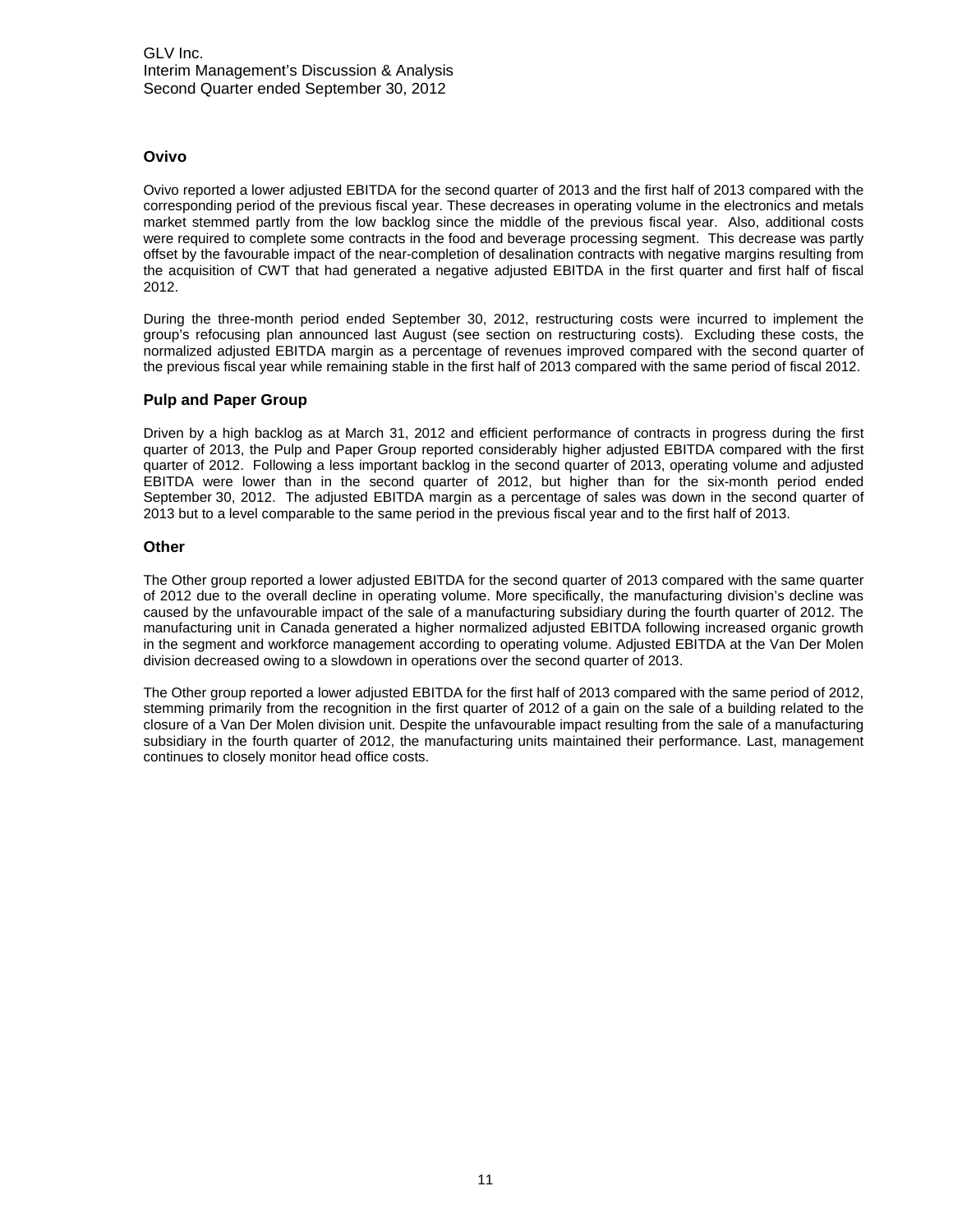### Ovivo

Ovivo reported a lower adjusted EBITDA for the second quarter of 2013 and the first half of 2013 compared with the corresponding period of the previous fiscal year. These decreases in operating volume in the electronics and metals market stemmed partly from the low backlog since the middle of the previous fiscal year. Also, additional costs were required to complete some contracts in the food and beverage processing segment. This decrease was partly offset by the favourable impact of the near-completion of desalination contracts with negative margins resulting from the acquisition of CWT that had generated a negative adjusted EBITDA in the first quarter and first half of fiscal 2012.

During the three-month period ended September 30, 2012, restructuring costs were incurred to implement the group's refocusing plan announced last August (see section on restructuring costs). Excluding these costs, the normalized adjusted EBITDA margin as a percentage of revenues improved compared with the second quarter of the previous fiscal year while remaining stable in the first half of 2013 compared with the same period of fiscal 2012.

### Pulp and Paper Group

Driven by a high backlog as at March 31, 2012 and efficient performance of contracts in progress during the first quarter of 2013, the Pulp and Paper Group reported considerably higher adjusted EBITDA compared with the first quarter of 2012. Following a less important backlog in the second quarter of 2013, operating volume and adjusted EBITDA were lower than in the second quarter of 2012, but higher than for the six-month period ended September 30, 2012. The adjusted EBITDA margin as a percentage of sales was down in the second quarter of 2013 but to a level comparable to the same period in the previous fiscal year and to the first half of 2013.

### Other

The Other group reported a lower adjusted EBITDA for the second quarter of 2013 compared with the same quarter of 2012 due to the overall decline in operating volume. More specifically, the manufacturing division's decline was caused by the unfavourable impact of the sale of a manufacturing subsidiary during the fourth quarter of 2012. The manufacturing unit in Canada generated a higher normalized adjusted EBITDA following increased organic growth in the segment and workforce management according to operating volume. Adjusted EBITDA at the Van Der Molen division decreased owing to a slowdown in operations over the second quarter of 2013.

The Other group reported a lower adjusted EBITDA for the first half of 2013 compared with the same period of 2012, stemming primarily from the recognition in the first quarter of 2012 of a gain on the sale of a building related to the closure of a Van Der Molen division unit. Despite the unfavourable impact resulting from the sale of a manufacturing subsidiary in the fourth quarter of 2012, the manufacturing units maintained their performance. Last, management continues to closely monitor head office costs.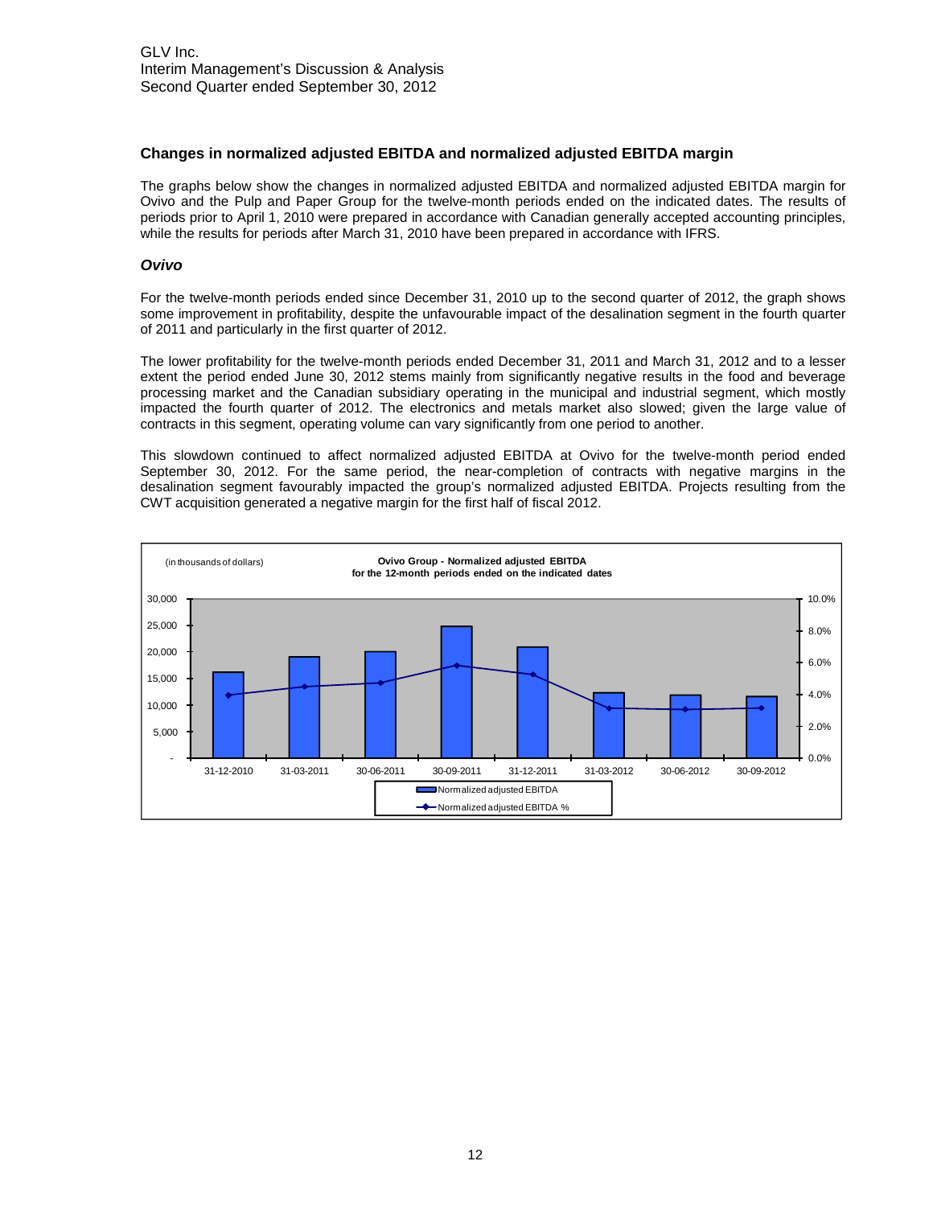## Changes in normalized adjusted EBITDA and normalized adjusted EBITDA margin

The graphs below show the changes in normalized adjusted EBITDA and normalized adjusted EBITDA margin for Ovivo and the Pulp and Paper Group for the twelve-month periods ended on the indicated dates. The results of periods prior to April 1, 2010 were prepared in accordance with Canadian generally accepted accounting principles, while the results for periods after March 31, 2010 have been prepared in accordance with IFRS.

### *Ovivo*

For the twelve-month periods ended since December 31, 2010 up to the second quarter of 2012, the graph shows some improvement in profitability, despite the unfavourable impact of the desalination segment in the fourth quarter of 2011 and particularly in the first quarter of 2012.

The lower profitability for the twelve-month periods ended December 31, 2011 and March 31, 2012 and to a lesser extent the period ended June 30, 2012 stems mainly from significantly negative results in the food and beverage processing market and the Canadian subsidiary operating in the municipal and industrial segment, which mostly impacted the fourth quarter of 2012. The electronics and metals market also slowed; given the large value of contracts in this segment, operating volume can vary significantly from one period to another.

This slowdown continued to affect normalized adjusted EBITDA at Ovivo for the twelve-month period ended September 30, 2012. For the same period, the near-completion of contracts with negative margins in the desalination segment favourably impacted the group's normalized adjusted EBITDA. Projects resulting from the CWT acquisition generated a negative margin for the first half of fiscal 2012.

(in thousands of dollars)

**Ovivo Group - Normalized adjusted EBITDA**
**for the 12-month periods ended on the indicated dates**

Y-axis (left): -, 5,000, 10,000, 15,000, 20,000, 25,000, 30,000
Y-axis (right): 0.0%, 2.0%, 4.0%, 6.0%, 8.0%, 10.0%
X-axis: 31-12-2010, 31-03-2011, 30-06-2011, 30-09-2011, 31-12-2011, 31-03-2012, 30-06-2012, 30-09-2012

Legend: Normalized adjusted EBITDA; Normalized adjusted EBITDA %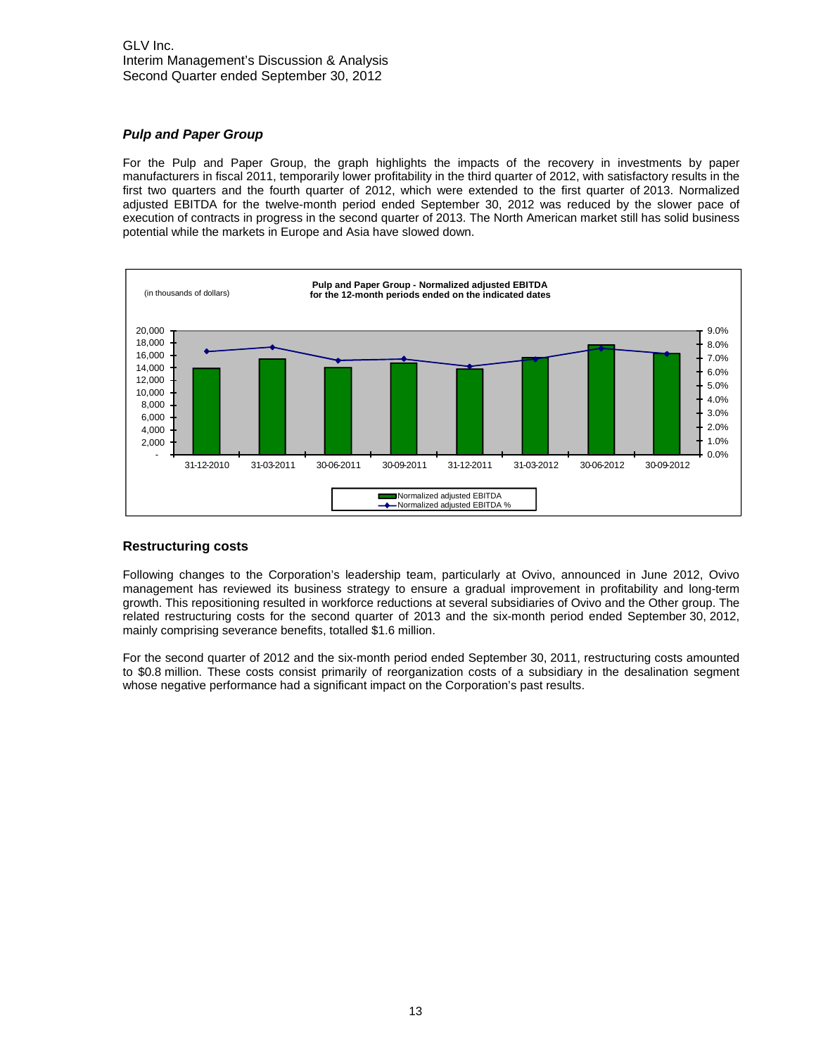### *Pulp and Paper Group*

For the Pulp and Paper Group, the graph highlights the impacts of the recovery in investments by paper manufacturers in fiscal 2011, temporarily lower profitability in the third quarter of 2012, with satisfactory results in the first two quarters and the fourth quarter of 2012, which were extended to the first quarter of 2013. Normalized adjusted EBITDA for the twelve-month period ended September 30, 2012 was reduced by the slower pace of execution of contracts in progress in the second quarter of 2013. The North American market still has solid business potential while the markets in Europe and Asia have slowed down.

**Pulp and Paper Group - Normalized adjusted EBITDA for the 12-month periods ended on the indicated dates**

(in thousands of dollars)

Legend: Normalized adjusted EBITDA; Normalized adjusted EBITDA %

Periods: 31-12-2010, 31-03-2011, 30-06-2011, 30-09-2011, 31-12-2011, 31-03-2012, 30-06-2012, 30-09-2012

## Restructuring costs

Following changes to the Corporation's leadership team, particularly at Ovivo, announced in June 2012, Ovivo management has reviewed its business strategy to ensure a gradual improvement in profitability and long-term growth. This repositioning resulted in workforce reductions at several subsidiaries of Ovivo and the Other group. The related restructuring costs for the second quarter of 2013 and the six-month period ended September 30, 2012, mainly comprising severance benefits, totalled $1.6 million.

For the second quarter of 2012 and the six-month period ended September 30, 2011, restructuring costs amounted to $0.8 million. These costs consist primarily of reorganization costs of a subsidiary in the desalination segment whose negative performance had a significant impact on the Corporation's past results.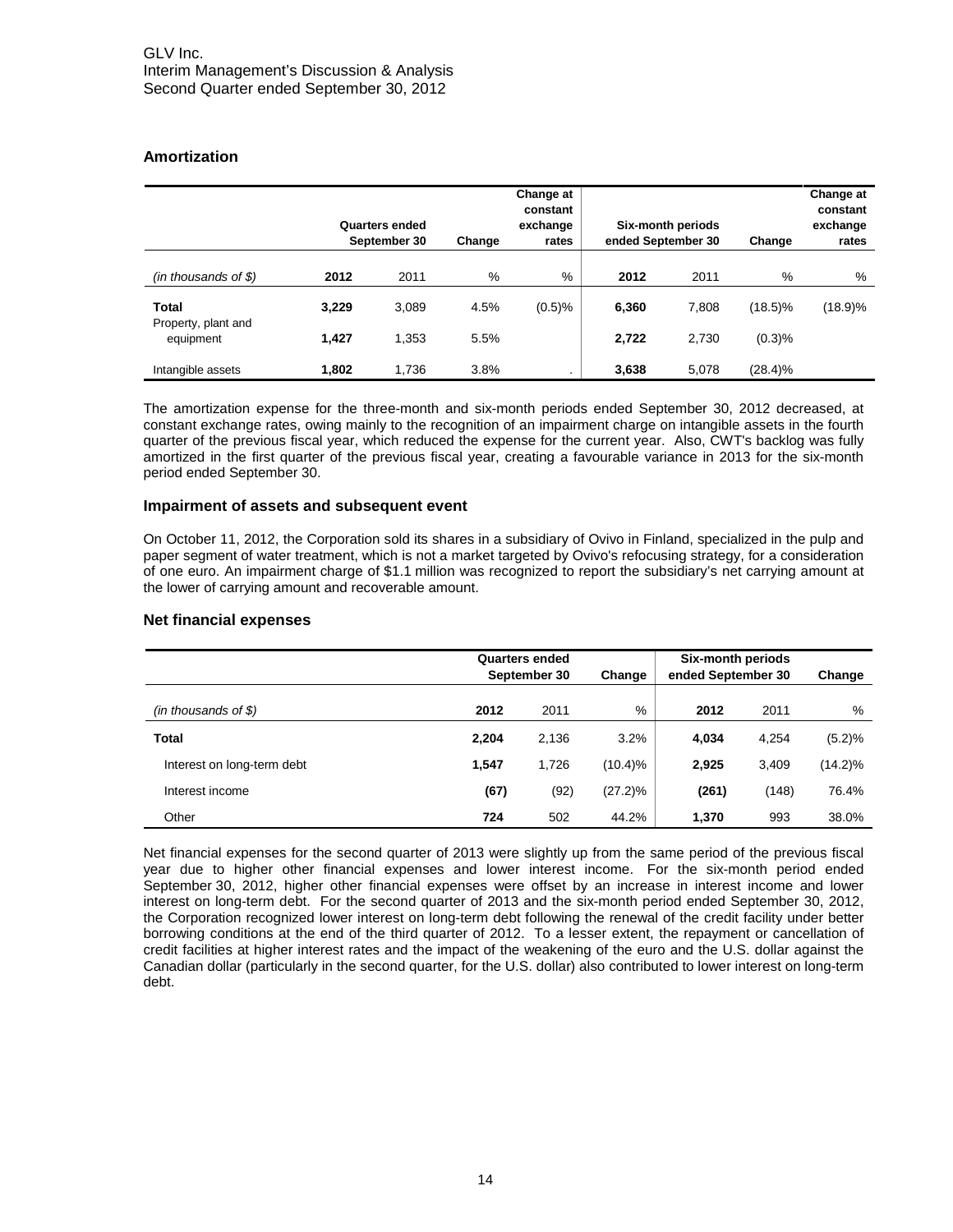## Amortization

| | Quarters ended September 30 | | Change | Change at constant exchange rates | Six-month periods ended September 30 | | Change | Change at constant exchange rates |
|---|---|---|---|---|---|---|---|---|
| *(in thousands of $)* | **2012** | 2011 | % | % | **2012** | 2011 | % | % |
| **Total** | **3,229** | 3,089 | 4.5% | (0.5)% | **6,360** | 7,808 | (18.5)% | (18.9)% |
| Property, plant and equipment | **1,427** | 1,353 | 5.5% | | **2,722** | 2,730 | (0.3)% | |
| Intangible assets | **1,802** | 1,736 | 3.8% | . | **3,638** | 5,078 | (28.4)% | |

The amortization expense for the three-month and six-month periods ended September 30, 2012 decreased, at constant exchange rates, owing mainly to the recognition of an impairment charge on intangible assets in the fourth quarter of the previous fiscal year, which reduced the expense for the current year. Also, CWT's backlog was fully amortized in the first quarter of the previous fiscal year, creating a favourable variance in 2013 for the six-month period ended September 30.

## Impairment of assets and subsequent event

On October 11, 2012, the Corporation sold its shares in a subsidiary of Ovivo in Finland, specialized in the pulp and paper segment of water treatment, which is not a market targeted by Ovivo's refocusing strategy, for a consideration of one euro. An impairment charge of $1.1 million was recognized to report the subsidiary's net carrying amount at the lower of carrying amount and recoverable amount.

## Net financial expenses

| | Quarters ended September 30 | | Change | Six-month periods ended September 30 | | Change |
|---|---|---|---|---|---|---|
| *(in thousands of $)* | **2012** | 2011 | % | **2012** | 2011 | % |
| **Total** | **2,204** | 2,136 | 3.2% | **4,034** | 4,254 | (5.2)% |
| Interest on long-term debt | **1,547** | 1,726 | (10.4)% | **2,925** | 3,409 | (14.2)% |
| Interest income | **(67)** | (92) | (27.2)% | **(261)** | (148) | 76.4% |
| Other | **724** | 502 | 44.2% | **1,370** | 993 | 38.0% |

Net financial expenses for the second quarter of 2013 were slightly up from the same period of the previous fiscal year due to higher other financial expenses and lower interest income. For the six-month period ended September 30, 2012, higher other financial expenses were offset by an increase in interest income and lower interest on long-term debt. For the second quarter of 2013 and the six-month period ended September 30, 2012, the Corporation recognized lower interest on long-term debt following the renewal of the credit facility under better borrowing conditions at the end of the third quarter of 2012. To a lesser extent, the repayment or cancellation of credit facilities at higher interest rates and the impact of the weakening of the euro and the U.S. dollar against the Canadian dollar (particularly in the second quarter, for the U.S. dollar) also contributed to lower interest on long-term debt.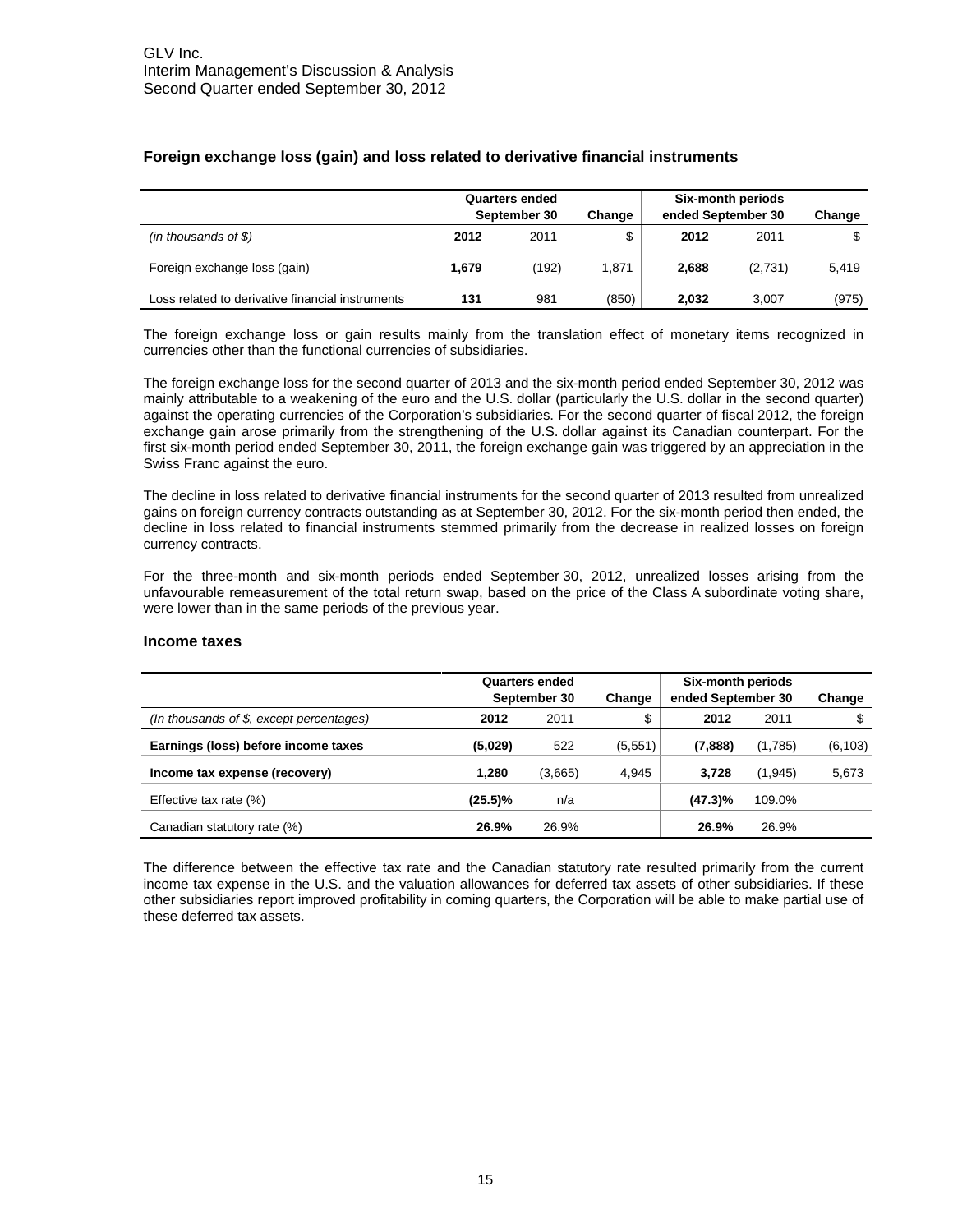### Foreign exchange loss (gain) and loss related to derivative financial instruments

| | Quarters ended September 30 | | Change | Six-month periods ended September 30 | | Change |
|---|---|---|---|---|---|---|
| *(in thousands of $)* | **2012** | 2011 | $ | **2012** | 2011 | $ |
| Foreign exchange loss (gain) | **1,679** | (192) | 1,871 | **2,688** | (2,731) | 5,419 |
| Loss related to derivative financial instruments | **131** | 981 | (850) | **2,032** | 3,007 | (975) |

The foreign exchange loss or gain results mainly from the translation effect of monetary items recognized in currencies other than the functional currencies of subsidiaries.

The foreign exchange loss for the second quarter of 2013 and the six-month period ended September 30, 2012 was mainly attributable to a weakening of the euro and the U.S. dollar (particularly the U.S. dollar in the second quarter) against the operating currencies of the Corporation's subsidiaries. For the second quarter of fiscal 2012, the foreign exchange gain arose primarily from the strengthening of the U.S. dollar against its Canadian counterpart. For the first six-month period ended September 30, 2011, the foreign exchange gain was triggered by an appreciation in the Swiss Franc against the euro.

The decline in loss related to derivative financial instruments for the second quarter of 2013 resulted from unrealized gains on foreign currency contracts outstanding as at September 30, 2012. For the six-month period then ended, the decline in loss related to financial instruments stemmed primarily from the decrease in realized losses on foreign currency contracts.

For the three-month and six-month periods ended September 30, 2012, unrealized losses arising from the unfavourable remeasurement of the total return swap, based on the price of the Class A subordinate voting share, were lower than in the same periods of the previous year.

### Income taxes

| | Quarters ended September 30 | | Change | Six-month periods ended September 30 | | Change |
|---|---|---|---|---|---|---|
| *(In thousands of $, except percentages)* | **2012** | 2011 | $ | **2012** | 2011 | $ |
| **Earnings (loss) before income taxes** | **(5,029)** | 522 | (5,551) | **(7,888)** | (1,785) | (6,103) |
| **Income tax expense (recovery)** | **1,280** | (3,665) | 4,945 | **3,728** | (1,945) | 5,673 |
| Effective tax rate (%) | **(25.5)%** | n/a | | **(47.3)%** | 109.0% | |
| Canadian statutory rate (%) | **26.9%** | 26.9% | | **26.9%** | 26.9% | |

The difference between the effective tax rate and the Canadian statutory rate resulted primarily from the current income tax expense in the U.S. and the valuation allowances for deferred tax assets of other subsidiaries. If these other subsidiaries report improved profitability in coming quarters, the Corporation will be able to make partial use of these deferred tax assets.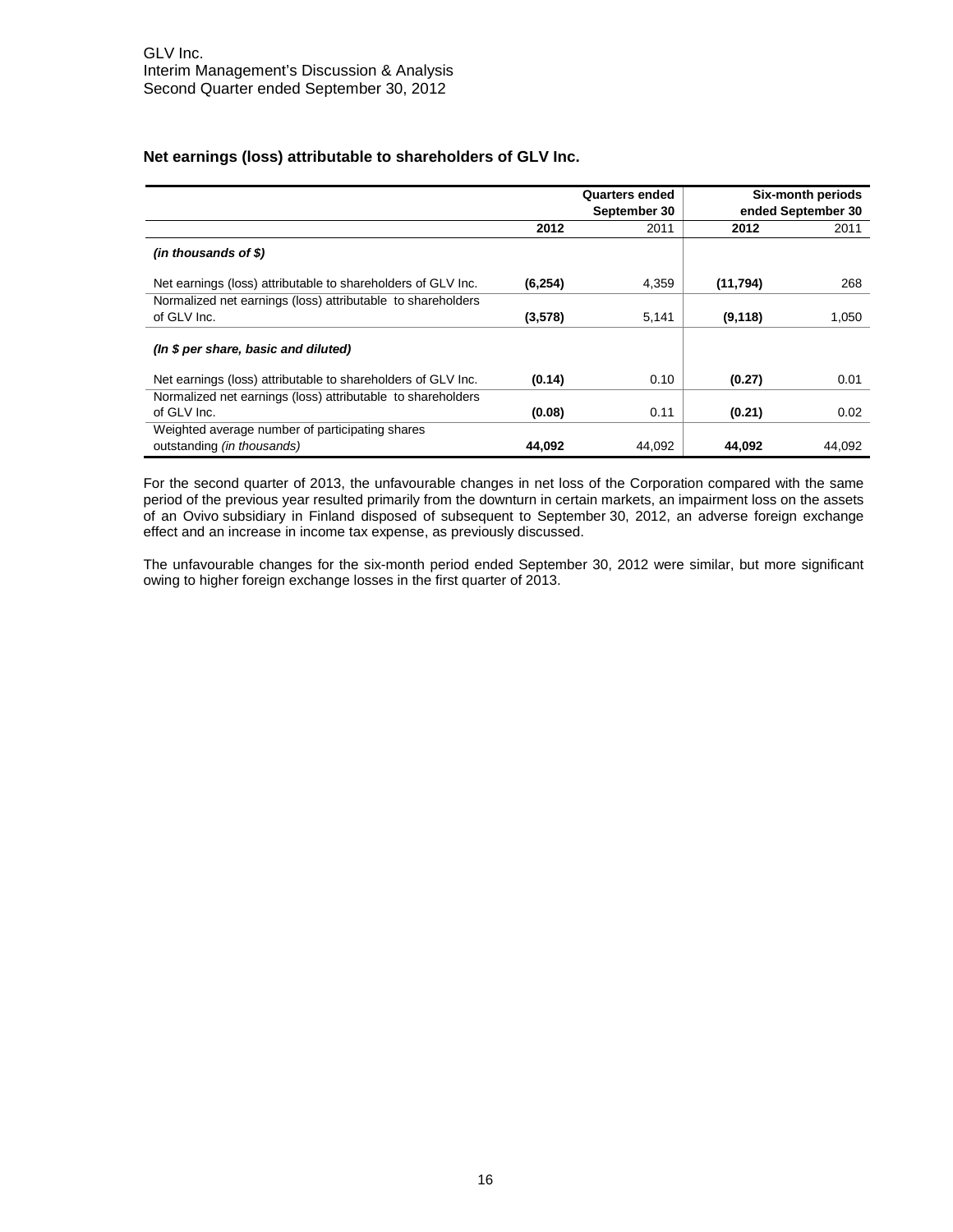### Net earnings (loss) attributable to shareholders of GLV Inc.

| | Quarters ended September 30 | | Six-month periods ended September 30 | |
|---|---|---|---|---|
| | **2012** | 2011 | **2012** | 2011 |
| ***(in thousands of $)*** | | | | |
| Net earnings (loss) attributable to shareholders of GLV Inc. | **(6,254)** | 4,359 | **(11,794)** | 268 |
| Normalized net earnings (loss) attributable to shareholders of GLV Inc. | **(3,578)** | 5,141 | **(9,118)** | 1,050 |
| ***(In $ per share, basic and diluted)*** | | | | |
| Net earnings (loss) attributable to shareholders of GLV Inc. | **(0.14)** | 0.10 | **(0.27)** | 0.01 |
| Normalized net earnings (loss) attributable to shareholders of GLV Inc. | **(0.08)** | 0.11 | **(0.21)** | 0.02 |
| Weighted average number of participating shares outstanding *(in thousands)* | **44,092** | 44,092 | **44,092** | 44,092 |

For the second quarter of 2013, the unfavourable changes in net loss of the Corporation compared with the same period of the previous year resulted primarily from the downturn in certain markets, an impairment loss on the assets of an Ovivo subsidiary in Finland disposed of subsequent to September 30, 2012, an adverse foreign exchange effect and an increase in income tax expense, as previously discussed.

The unfavourable changes for the six-month period ended September 30, 2012 were similar, but more significant owing to higher foreign exchange losses in the first quarter of 2013.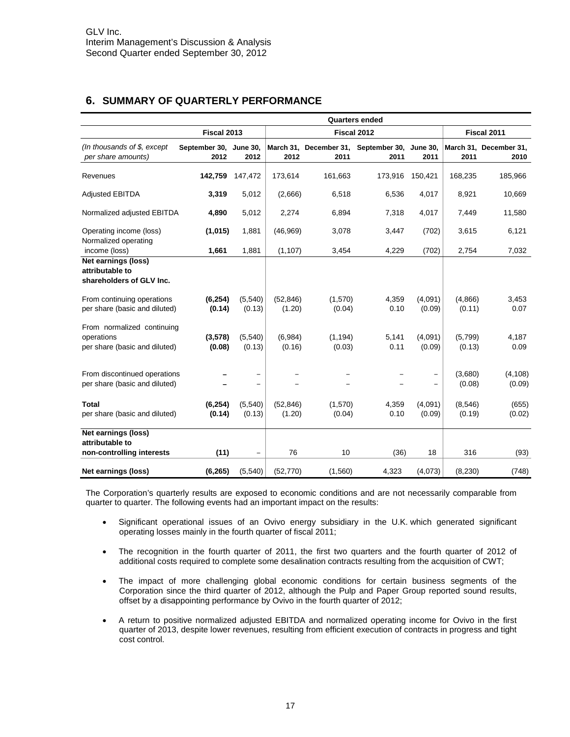## 6. SUMMARY OF QUARTERLY PERFORMANCE

| | Quarters ended | | | | | | | |
|---|---|---|---|---|---|---|---|---|
| | **Fiscal 2013** | | **Fiscal 2012** | | | | **Fiscal 2011** | |
| *(In thousands of $, except per share amounts)* | **September 30, 2012** | **June 30, 2012** | **March 31, 2012** | **December 31, 2011** | **September 30, 2011** | **June 30, 2011** | **March 31, 2011** | **December 31, 2010** |
| Revenues | **142,759** | 147,472 | 173,614 | 161,663 | 173,916 | 150,421 | 168,235 | 185,966 |
| Adjusted EBITDA | **3,319** | 5,012 | (2,666) | 6,518 | 6,536 | 4,017 | 8,921 | 10,669 |
| Normalized adjusted EBITDA | **4,890** | 5,012 | 2,274 | 6,894 | 7,318 | 4,017 | 7,449 | 11,580 |
| Operating income (loss) | **(1,015)** | 1,881 | (46,969) | 3,078 | 3,447 | (702) | 3,615 | 6,121 |
| Normalized operating income (loss) | **1,661** | 1,881 | (1,107) | 3,454 | 4,229 | (702) | 2,754 | 7,032 |
| **Net earnings (loss) attributable to shareholders of GLV Inc.** | | | | | | | | |
| From continuing operations | **(6,254)** | (5,540) | (52,846) | (1,570) | 4,359 | (4,091) | (4,866) | 3,453 |
| per share (basic and diluted) | **(0.14)** | (0.13) | (1.20) | (0.04) | 0.10 | (0.09) | (0.11) | 0.07 |
| From normalized continuing operations | **(3,578)** | (5,540) | (6,984) | (1,194) | 5,141 | (4,091) | (5,799) | 4,187 |
| per share (basic and diluted) | **(0.08)** | (0.13) | (0.16) | (0.03) | 0.11 | (0.09) | (0.13) | 0.09 |
| From discontinued operations | **–** | – | – | – | – | – | (3,680) | (4,108) |
| per share (basic and diluted) | **–** | – | – | – | – | – | (0.08) | (0.09) |
| **Total** | **(6,254)** | (5,540) | (52,846) | (1,570) | 4,359 | (4,091) | (8,546) | (655) |
| per share (basic and diluted) | **(0.14)** | (0.13) | (1.20) | (0.04) | 0.10 | (0.09) | (0.19) | (0.02) |
| **Net earnings (loss) attributable to non-controlling interests** | **(11)** | – | 76 | 10 | (36) | 18 | 316 | (93) |
| **Net earnings (loss)** | **(6,265)** | (5,540) | (52,770) | (1,560) | 4,323 | (4,073) | (8,230) | (748) |

The Corporation's quarterly results are exposed to economic conditions and are not necessarily comparable from quarter to quarter. The following events had an important impact on the results:

- Significant operational issues of an Ovivo energy subsidiary in the U.K. which generated significant operating losses mainly in the fourth quarter of fiscal 2011;
- The recognition in the fourth quarter of 2011, the first two quarters and the fourth quarter of 2012 of additional costs required to complete some desalination contracts resulting from the acquisition of CWT;
- The impact of more challenging global economic conditions for certain business segments of the Corporation since the third quarter of 2012, although the Pulp and Paper Group reported sound results, offset by a disappointing performance by Ovivo in the fourth quarter of 2012;
- A return to positive normalized adjusted EBITDA and normalized operating income for Ovivo in the first quarter of 2013, despite lower revenues, resulting from efficient execution of contracts in progress and tight cost control.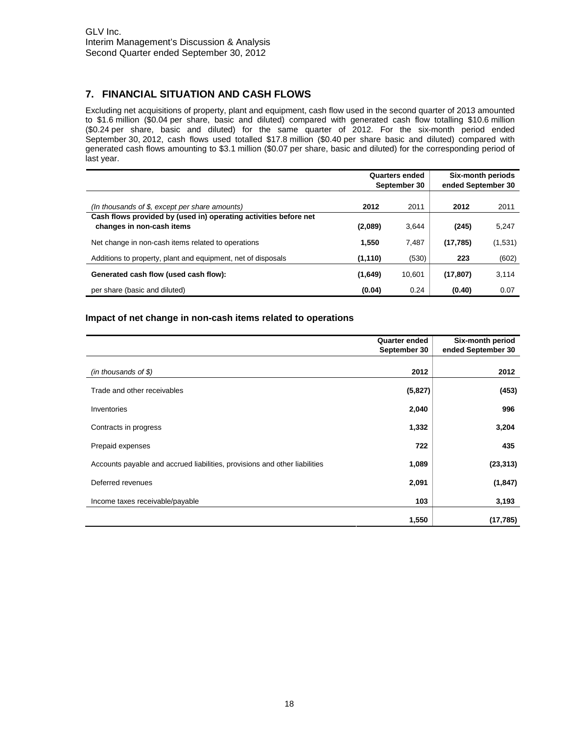## 7. FINANCIAL SITUATION AND CASH FLOWS

Excluding net acquisitions of property, plant and equipment, cash flow used in the second quarter of 2013 amounted to \$1.6 million (\$0.04 per share, basic and diluted) compared with generated cash flow totalling \$10.6 million (\$0.24 per share, basic and diluted) for the same quarter of 2012. For the six-month period ended September 30, 2012, cash flows used totalled \$17.8 million (\$0.40 per share basic and diluted) compared with generated cash flows amounting to \$3.1 million (\$0.07 per share, basic and diluted) for the corresponding period of last year.

| | Quarters ended September 30 | | Six-month periods ended September 30 | |
|---|---|---|---|---|
| *(In thousands of \$, except per share amounts)* | **2012** | 2011 | **2012** | 2011 |
| **Cash flows provided by (used in) operating activities before net changes in non-cash items** | **(2,089)** | 3,644 | **(245)** | 5,247 |
| Net change in non-cash items related to operations | **1,550** | 7,487 | **(17,785)** | (1,531) |
| Additions to property, plant and equipment, net of disposals | **(1,110)** | (530) | **223** | (602) |
| **Generated cash flow (used cash flow):** | **(1,649)** | 10,601 | **(17,807)** | 3,114 |
| per share (basic and diluted) | **(0.04)** | 0.24 | **(0.40)** | 0.07 |

### Impact of net change in non-cash items related to operations

| | Quarter ended September 30 | Six-month period ended September 30 |
|---|---|---|
| *(in thousands of \$)* | **2012** | **2012** |
| Trade and other receivables | **(5,827)** | **(453)** |
| Inventories | **2,040** | **996** |
| Contracts in progress | **1,332** | **3,204** |
| Prepaid expenses | **722** | **435** |
| Accounts payable and accrued liabilities, provisions and other liabilities | **1,089** | **(23,313)** |
| Deferred revenues | **2,091** | **(1,847)** |
| Income taxes receivable/payable | **103** | **3,193** |
| | **1,550** | **(17,785)** |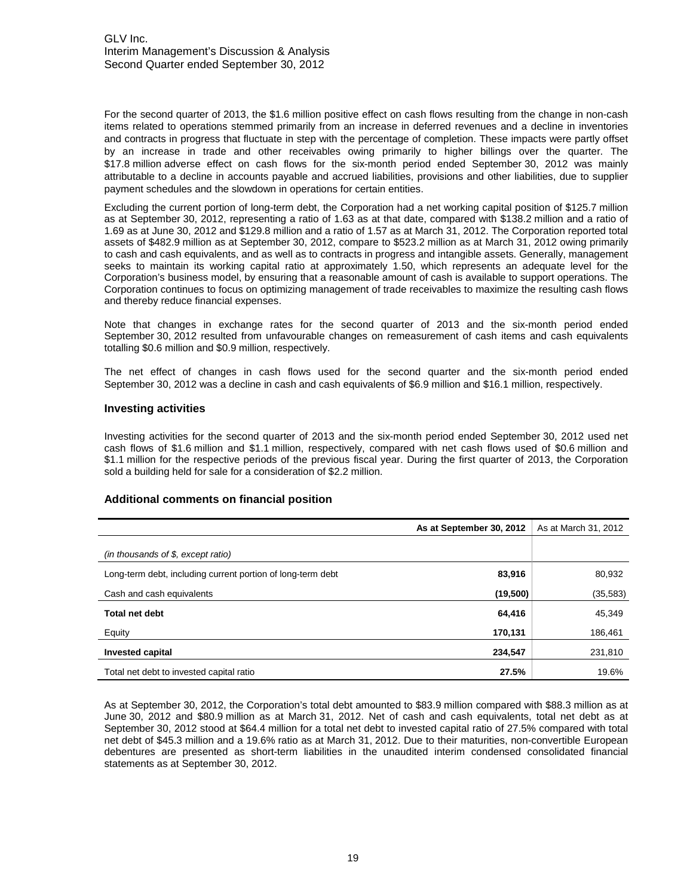For the second quarter of 2013, the $1.6 million positive effect on cash flows resulting from the change in non-cash items related to operations stemmed primarily from an increase in deferred revenues and a decline in inventories and contracts in progress that fluctuate in step with the percentage of completion. These impacts were partly offset by an increase in trade and other receivables owing primarily to higher billings over the quarter. The $17.8 million adverse effect on cash flows for the six-month period ended September 30, 2012 was mainly attributable to a decline in accounts payable and accrued liabilities, provisions and other liabilities, due to supplier payment schedules and the slowdown in operations for certain entities.

Excluding the current portion of long-term debt, the Corporation had a net working capital position of $125.7 million as at September 30, 2012, representing a ratio of 1.63 as at that date, compared with $138.2 million and a ratio of 1.69 as at June 30, 2012 and $129.8 million and a ratio of 1.57 as at March 31, 2012. The Corporation reported total assets of $482.9 million as at September 30, 2012, compare to $523.2 million as at March 31, 2012 owing primarily to cash and cash equivalents, and as well as to contracts in progress and intangible assets. Generally, management seeks to maintain its working capital ratio at approximately 1.50, which represents an adequate level for the Corporation's business model, by ensuring that a reasonable amount of cash is available to support operations. The Corporation continues to focus on optimizing management of trade receivables to maximize the resulting cash flows and thereby reduce financial expenses.

Note that changes in exchange rates for the second quarter of 2013 and the six-month period ended September 30, 2012 resulted from unfavourable changes on remeasurement of cash items and cash equivalents totalling $0.6 million and $0.9 million, respectively.

The net effect of changes in cash flows used for the second quarter and the six-month period ended September 30, 2012 was a decline in cash and cash equivalents of $6.9 million and $16.1 million, respectively.

### Investing activities

Investing activities for the second quarter of 2013 and the six-month period ended September 30, 2012 used net cash flows of $1.6 million and $1.1 million, respectively, compared with net cash flows used of $0.6 million and $1.1 million for the respective periods of the previous fiscal year. During the first quarter of 2013, the Corporation sold a building held for sale for a consideration of $2.2 million.

### Additional comments on financial position

| *(in thousands of $, except ratio)* | **As at September 30, 2012** | As at March 31, 2012 |
|---|---|---|
| Long-term debt, including current portion of long-term debt | **83,916** | 80,932 |
| Cash and cash equivalents | **(19,500)** | (35,583) |
| **Total net debt** | **64,416** | 45,349 |
| Equity | **170,131** | 186,461 |
| **Invested capital** | **234,547** | 231,810 |
| Total net debt to invested capital ratio | **27.5%** | 19.6% |

As at September 30, 2012, the Corporation's total debt amounted to $83.9 million compared with $88.3 million as at June 30, 2012 and $80.9 million as at March 31, 2012. Net of cash and cash equivalents, total net debt as at September 30, 2012 stood at $64.4 million for a total net debt to invested capital ratio of 27.5% compared with total net debt of $45.3 million and a 19.6% ratio as at March 31, 2012. Due to their maturities, non-convertible European debentures are presented as short-term liabilities in the unaudited interim condensed consolidated financial statements as at September 30, 2012.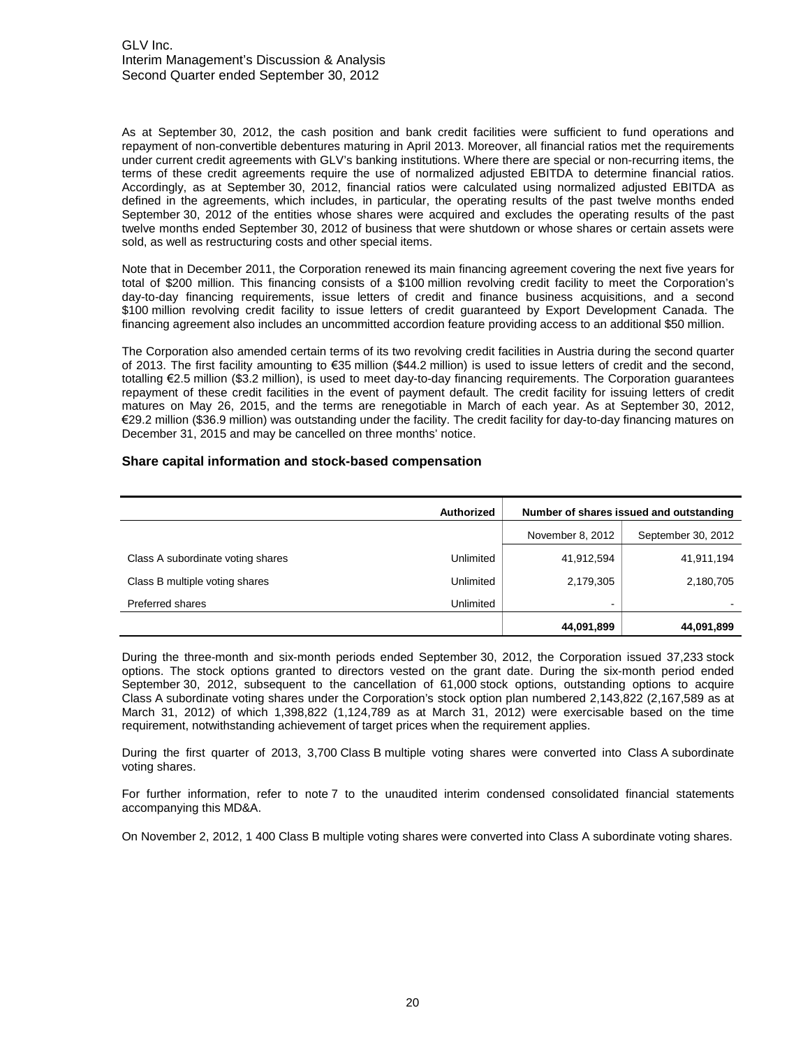As at September 30, 2012, the cash position and bank credit facilities were sufficient to fund operations and repayment of non-convertible debentures maturing in April 2013. Moreover, all financial ratios met the requirements under current credit agreements with GLV's banking institutions. Where there are special or non-recurring items, the terms of these credit agreements require the use of normalized adjusted EBITDA to determine financial ratios. Accordingly, as at September 30, 2012, financial ratios were calculated using normalized adjusted EBITDA as defined in the agreements, which includes, in particular, the operating results of the past twelve months ended September 30, 2012 of the entities whose shares were acquired and excludes the operating results of the past twelve months ended September 30, 2012 of business that were shutdown or whose shares or certain assets were sold, as well as restructuring costs and other special items.

Note that in December 2011, the Corporation renewed its main financing agreement covering the next five years for total of $200 million. This financing consists of a $100 million revolving credit facility to meet the Corporation's day-to-day financing requirements, issue letters of credit and finance business acquisitions, and a second $100 million revolving credit facility to issue letters of credit guaranteed by Export Development Canada. The financing agreement also includes an uncommitted accordion feature providing access to an additional $50 million.

The Corporation also amended certain terms of its two revolving credit facilities in Austria during the second quarter of 2013. The first facility amounting to €35 million ($44.2 million) is used to issue letters of credit and the second, totalling €2.5 million ($3.2 million), is used to meet day-to-day financing requirements. The Corporation guarantees repayment of these credit facilities in the event of payment default. The credit facility for issuing letters of credit matures on May 26, 2015, and the terms are renegotiable in March of each year. As at September 30, 2012, €29.2 million ($36.9 million) was outstanding under the facility. The credit facility for day-to-day financing matures on December 31, 2015 and may be cancelled on three months' notice.

## Share capital information and stock-based compensation

| | Authorized | Number of shares issued and outstanding | |
|---|---|---|---|
| | | November 8, 2012 | September 30, 2012 |
| Class A subordinate voting shares | Unlimited | 41,912,594 | 41,911,194 |
| Class B multiple voting shares | Unlimited | 2,179,305 | 2,180,705 |
| Preferred shares | Unlimited | - | - |
| | | **44,091,899** | **44,091,899** |

During the three-month and six-month periods ended September 30, 2012, the Corporation issued 37,233 stock options. The stock options granted to directors vested on the grant date. During the six-month period ended September 30, 2012, subsequent to the cancellation of 61,000 stock options, outstanding options to acquire Class A subordinate voting shares under the Corporation's stock option plan numbered 2,143,822 (2,167,589 as at March 31, 2012) of which 1,398,822 (1,124,789 as at March 31, 2012) were exercisable based on the time requirement, notwithstanding achievement of target prices when the requirement applies.

During the first quarter of 2013, 3,700 Class B multiple voting shares were converted into Class A subordinate voting shares.

For further information, refer to note 7 to the unaudited interim condensed consolidated financial statements accompanying this MD&A.

On November 2, 2012, 1 400 Class B multiple voting shares were converted into Class A subordinate voting shares.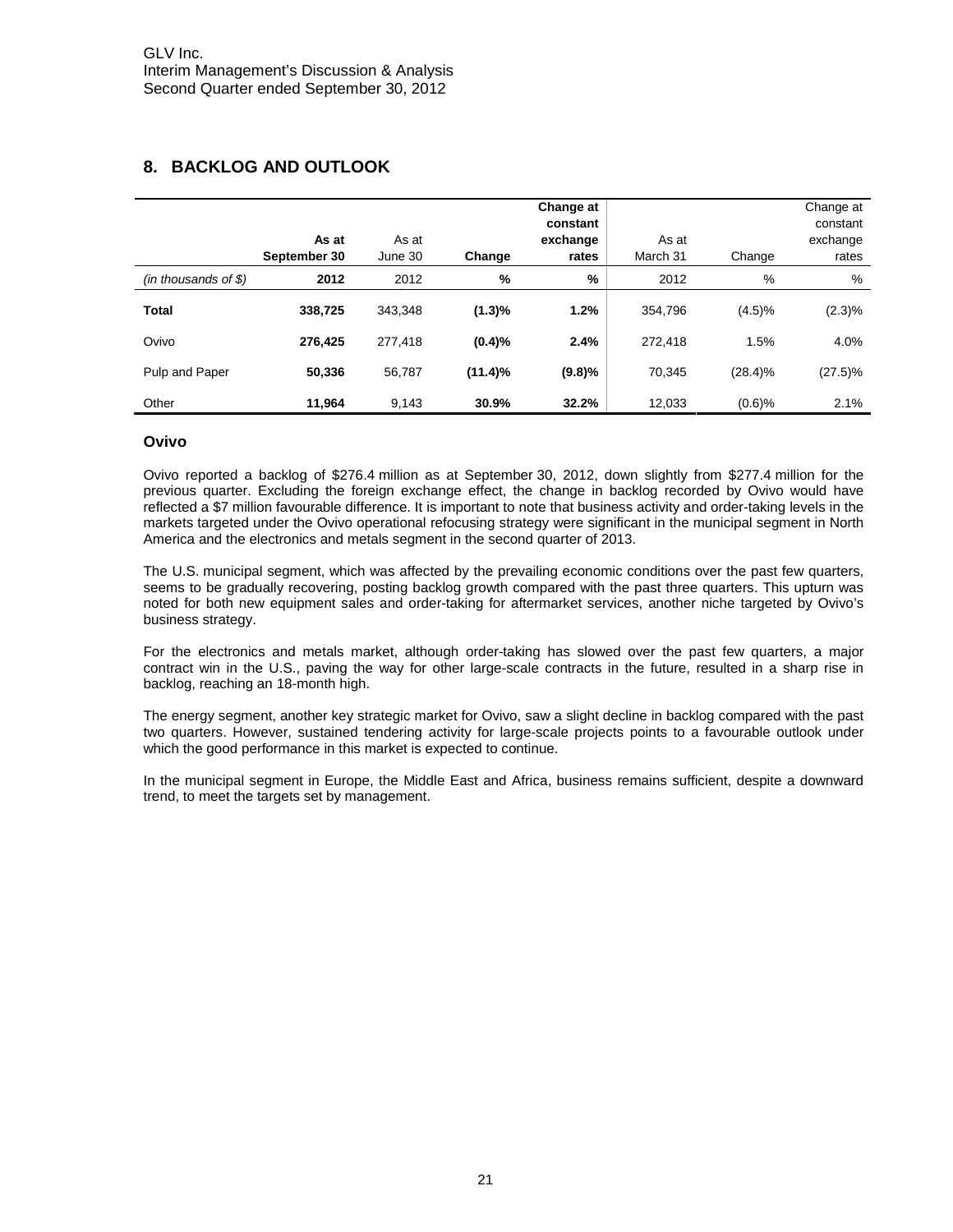## 8. BACKLOG AND OUTLOOK

| | **As at September 30** | As at June 30 | **Change** | **Change at constant exchange rates** | As at March 31 | Change | Change at constant exchange rates |
|---|---|---|---|---|---|---|---|
| *(in thousands of $)* | **2012** | 2012 | **%** | **%** | 2012 | % | % |
| **Total** | **338,725** | 343,348 | **(1.3)%** | **1.2%** | 354,796 | (4.5)% | (2.3)% |
| Ovivo | **276,425** | 277,418 | **(0.4)%** | **2.4%** | 272,418 | 1.5% | 4.0% |
| Pulp and Paper | **50,336** | 56,787 | **(11.4)%** | **(9.8)%** | 70,345 | (28.4)% | (27.5)% |
| Other | **11,964** | 9,143 | **30.9%** | **32.2%** | 12,033 | (0.6)% | 2.1% |

### Ovivo

Ovivo reported a backlog of $276.4 million as at September 30, 2012, down slightly from $277.4 million for the previous quarter. Excluding the foreign exchange effect, the change in backlog recorded by Ovivo would have reflected a $7 million favourable difference. It is important to note that business activity and order-taking levels in the markets targeted under the Ovivo operational refocusing strategy were significant in the municipal segment in North America and the electronics and metals segment in the second quarter of 2013.

The U.S. municipal segment, which was affected by the prevailing economic conditions over the past few quarters, seems to be gradually recovering, posting backlog growth compared with the past three quarters. This upturn was noted for both new equipment sales and order-taking for aftermarket services, another niche targeted by Ovivo's business strategy.

For the electronics and metals market, although order-taking has slowed over the past few quarters, a major contract win in the U.S., paving the way for other large-scale contracts in the future, resulted in a sharp rise in backlog, reaching an 18-month high.

The energy segment, another key strategic market for Ovivo, saw a slight decline in backlog compared with the past two quarters. However, sustained tendering activity for large-scale projects points to a favourable outlook under which the good performance in this market is expected to continue.

In the municipal segment in Europe, the Middle East and Africa, business remains sufficient, despite a downward trend, to meet the targets set by management.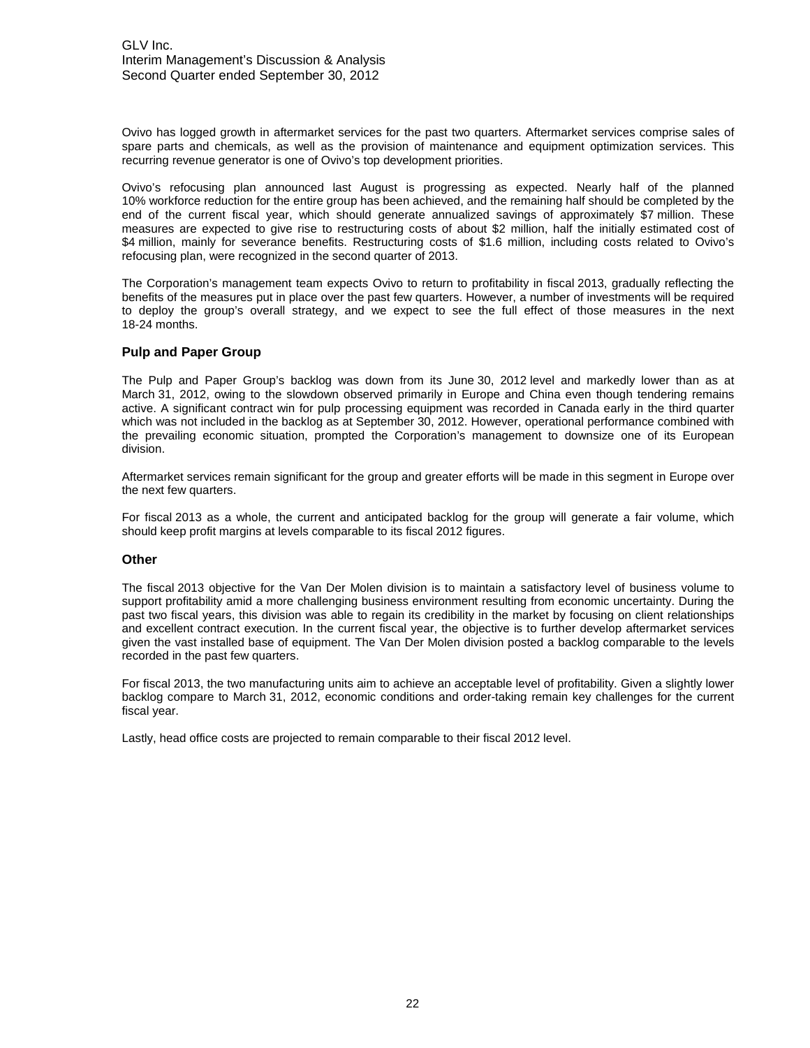Ovivo has logged growth in aftermarket services for the past two quarters. Aftermarket services comprise sales of spare parts and chemicals, as well as the provision of maintenance and equipment optimization services. This recurring revenue generator is one of Ovivo's top development priorities.

Ovivo's refocusing plan announced last August is progressing as expected. Nearly half of the planned 10% workforce reduction for the entire group has been achieved, and the remaining half should be completed by the end of the current fiscal year, which should generate annualized savings of approximately $7 million. These measures are expected to give rise to restructuring costs of about $2 million, half the initially estimated cost of $4 million, mainly for severance benefits. Restructuring costs of $1.6 million, including costs related to Ovivo's refocusing plan, were recognized in the second quarter of 2013.

The Corporation's management team expects Ovivo to return to profitability in fiscal 2013, gradually reflecting the benefits of the measures put in place over the past few quarters. However, a number of investments will be required to deploy the group's overall strategy, and we expect to see the full effect of those measures in the next 18-24 months.

### Pulp and Paper Group

The Pulp and Paper Group's backlog was down from its June 30, 2012 level and markedly lower than as at March 31, 2012, owing to the slowdown observed primarily in Europe and China even though tendering remains active. A significant contract win for pulp processing equipment was recorded in Canada early in the third quarter which was not included in the backlog as at September 30, 2012. However, operational performance combined with the prevailing economic situation, prompted the Corporation's management to downsize one of its European division.

Aftermarket services remain significant for the group and greater efforts will be made in this segment in Europe over the next few quarters.

For fiscal 2013 as a whole, the current and anticipated backlog for the group will generate a fair volume, which should keep profit margins at levels comparable to its fiscal 2012 figures.

### Other

The fiscal 2013 objective for the Van Der Molen division is to maintain a satisfactory level of business volume to support profitability amid a more challenging business environment resulting from economic uncertainty. During the past two fiscal years, this division was able to regain its credibility in the market by focusing on client relationships and excellent contract execution. In the current fiscal year, the objective is to further develop aftermarket services given the vast installed base of equipment. The Van Der Molen division posted a backlog comparable to the levels recorded in the past few quarters.

For fiscal 2013, the two manufacturing units aim to achieve an acceptable level of profitability. Given a slightly lower backlog compare to March 31, 2012, economic conditions and order-taking remain key challenges for the current fiscal year.

Lastly, head office costs are projected to remain comparable to their fiscal 2012 level.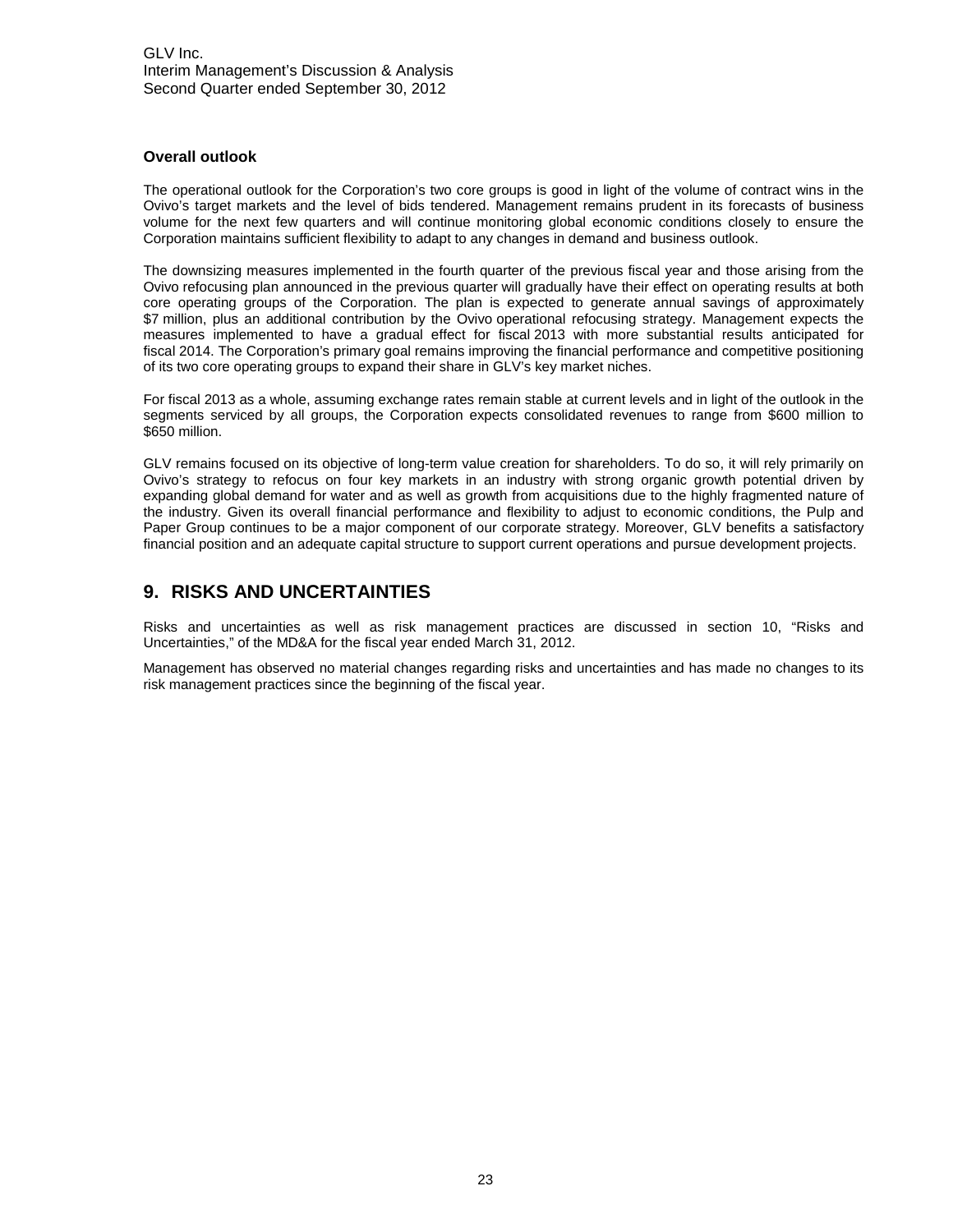### Overall outlook

The operational outlook for the Corporation's two core groups is good in light of the volume of contract wins in the Ovivo's target markets and the level of bids tendered. Management remains prudent in its forecasts of business volume for the next few quarters and will continue monitoring global economic conditions closely to ensure the Corporation maintains sufficient flexibility to adapt to any changes in demand and business outlook.

The downsizing measures implemented in the fourth quarter of the previous fiscal year and those arising from the Ovivo refocusing plan announced in the previous quarter will gradually have their effect on operating results at both core operating groups of the Corporation. The plan is expected to generate annual savings of approximately $7 million, plus an additional contribution by the Ovivo operational refocusing strategy. Management expects the measures implemented to have a gradual effect for fiscal 2013 with more substantial results anticipated for fiscal 2014. The Corporation's primary goal remains improving the financial performance and competitive positioning of its two core operating groups to expand their share in GLV's key market niches.

For fiscal 2013 as a whole, assuming exchange rates remain stable at current levels and in light of the outlook in the segments serviced by all groups, the Corporation expects consolidated revenues to range from $600 million to $650 million.

GLV remains focused on its objective of long-term value creation for shareholders. To do so, it will rely primarily on Ovivo's strategy to refocus on four key markets in an industry with strong organic growth potential driven by expanding global demand for water and as well as growth from acquisitions due to the highly fragmented nature of the industry. Given its overall financial performance and flexibility to adjust to economic conditions, the Pulp and Paper Group continues to be a major component of our corporate strategy. Moreover, GLV benefits a satisfactory financial position and an adequate capital structure to support current operations and pursue development projects.

## 9. RISKS AND UNCERTAINTIES

Risks and uncertainties as well as risk management practices are discussed in section 10, "Risks and Uncertainties," of the MD&A for the fiscal year ended March 31, 2012.

Management has observed no material changes regarding risks and uncertainties and has made no changes to its risk management practices since the beginning of the fiscal year.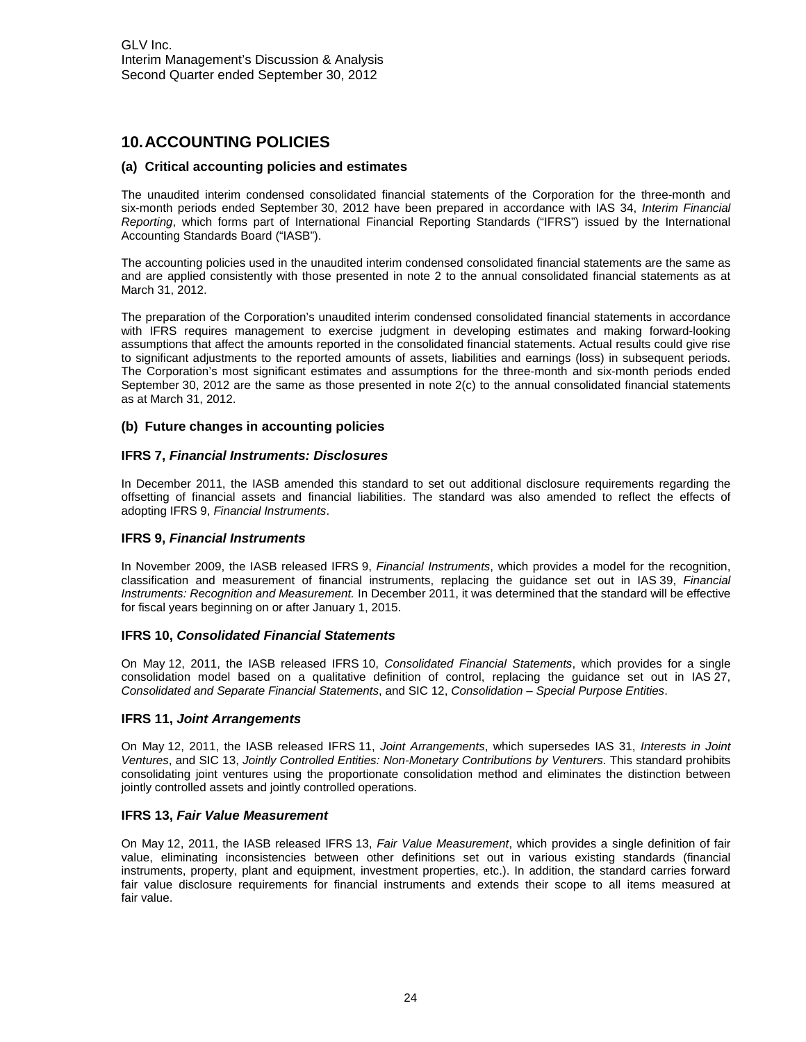# 10. ACCOUNTING POLICIES

## (a) Critical accounting policies and estimates

The unaudited interim condensed consolidated financial statements of the Corporation for the three-month and six-month periods ended September 30, 2012 have been prepared in accordance with IAS 34, *Interim Financial Reporting*, which forms part of International Financial Reporting Standards ("IFRS") issued by the International Accounting Standards Board ("IASB").

The accounting policies used in the unaudited interim condensed consolidated financial statements are the same as and are applied consistently with those presented in note 2 to the annual consolidated financial statements as at March 31, 2012.

The preparation of the Corporation's unaudited interim condensed consolidated financial statements in accordance with IFRS requires management to exercise judgment in developing estimates and making forward-looking assumptions that affect the amounts reported in the consolidated financial statements. Actual results could give rise to significant adjustments to the reported amounts of assets, liabilities and earnings (loss) in subsequent periods. The Corporation's most significant estimates and assumptions for the three-month and six-month periods ended September 30, 2012 are the same as those presented in note 2(c) to the annual consolidated financial statements as at March 31, 2012.

## (b) Future changes in accounting policies

### IFRS 7, *Financial Instruments: Disclosures*

In December 2011, the IASB amended this standard to set out additional disclosure requirements regarding the offsetting of financial assets and financial liabilities. The standard was also amended to reflect the effects of adopting IFRS 9, *Financial Instruments*.

### IFRS 9, *Financial Instruments*

In November 2009, the IASB released IFRS 9, *Financial Instruments*, which provides a model for the recognition, classification and measurement of financial instruments, replacing the guidance set out in IAS 39, *Financial Instruments: Recognition and Measurement.* In December 2011, it was determined that the standard will be effective for fiscal years beginning on or after January 1, 2015.

### IFRS 10, *Consolidated Financial Statements*

On May 12, 2011, the IASB released IFRS 10, *Consolidated Financial Statements*, which provides for a single consolidation model based on a qualitative definition of control, replacing the guidance set out in IAS 27, *Consolidated and Separate Financial Statements*, and SIC 12, *Consolidation – Special Purpose Entities*.

### IFRS 11, *Joint Arrangements*

On May 12, 2011, the IASB released IFRS 11, *Joint Arrangements*, which supersedes IAS 31, *Interests in Joint Ventures*, and SIC 13, *Jointly Controlled Entities: Non-Monetary Contributions by Venturers*. This standard prohibits consolidating joint ventures using the proportionate consolidation method and eliminates the distinction between jointly controlled assets and jointly controlled operations.

### IFRS 13, *Fair Value Measurement*

On May 12, 2011, the IASB released IFRS 13, *Fair Value Measurement*, which provides a single definition of fair value, eliminating inconsistencies between other definitions set out in various existing standards (financial instruments, property, plant and equipment, investment properties, etc.). In addition, the standard carries forward fair value disclosure requirements for financial instruments and extends their scope to all items measured at fair value.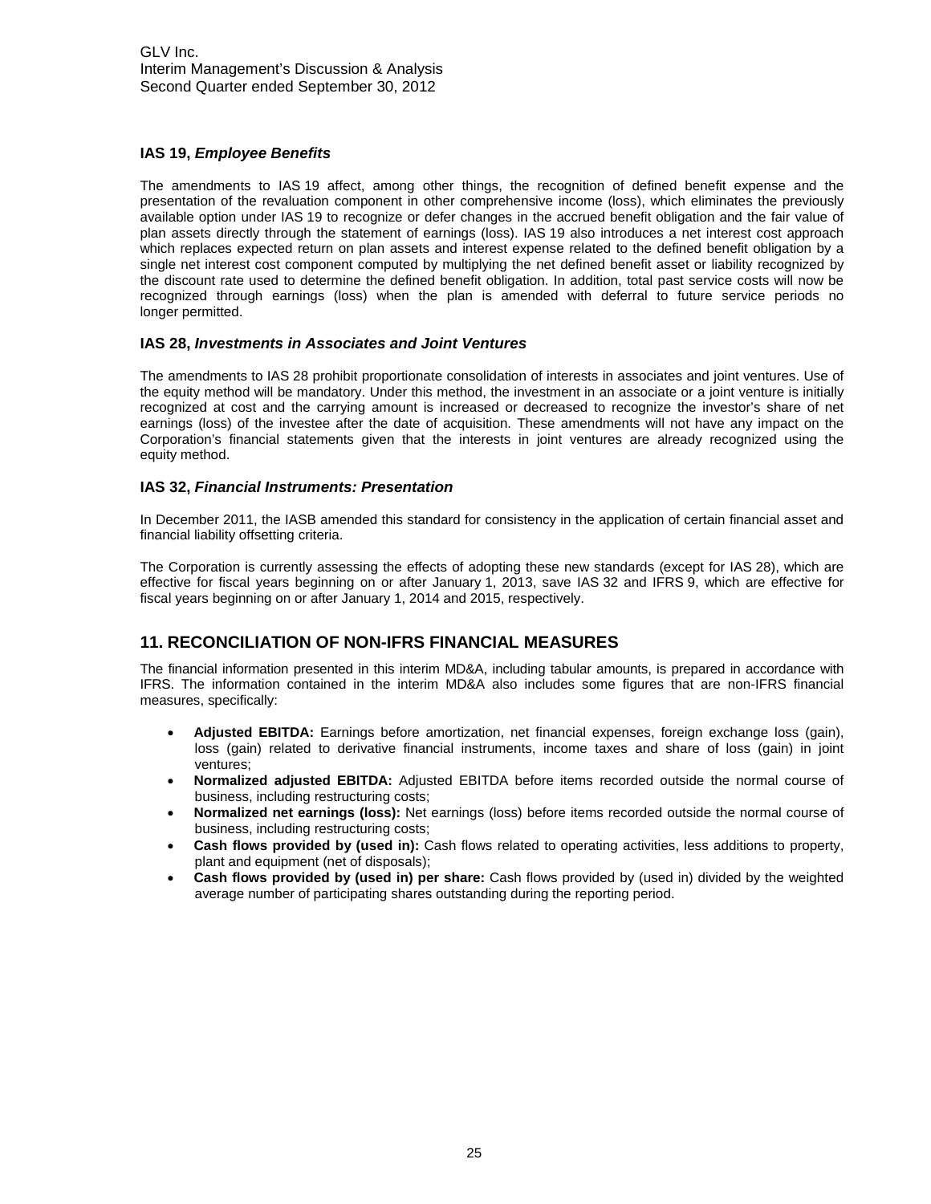### IAS 19, *Employee Benefits*

The amendments to IAS 19 affect, among other things, the recognition of defined benefit expense and the presentation of the revaluation component in other comprehensive income (loss), which eliminates the previously available option under IAS 19 to recognize or defer changes in the accrued benefit obligation and the fair value of plan assets directly through the statement of earnings (loss). IAS 19 also introduces a net interest cost approach which replaces expected return on plan assets and interest expense related to the defined benefit obligation by a single net interest cost component computed by multiplying the net defined benefit asset or liability recognized by the discount rate used to determine the defined benefit obligation. In addition, total past service costs will now be recognized through earnings (loss) when the plan is amended with deferral to future service periods no longer permitted.

### IAS 28, *Investments in Associates and Joint Ventures*

The amendments to IAS 28 prohibit proportionate consolidation of interests in associates and joint ventures. Use of the equity method will be mandatory. Under this method, the investment in an associate or a joint venture is initially recognized at cost and the carrying amount is increased or decreased to recognize the investor's share of net earnings (loss) of the investee after the date of acquisition. These amendments will not have any impact on the Corporation's financial statements given that the interests in joint ventures are already recognized using the equity method.

### IAS 32, *Financial Instruments: Presentation*

In December 2011, the IASB amended this standard for consistency in the application of certain financial asset and financial liability offsetting criteria.

The Corporation is currently assessing the effects of adopting these new standards (except for IAS 28), which are effective for fiscal years beginning on or after January 1, 2013, save IAS 32 and IFRS 9, which are effective for fiscal years beginning on or after January 1, 2014 and 2015, respectively.

## 11. RECONCILIATION OF NON-IFRS FINANCIAL MEASURES

The financial information presented in this interim MD&A, including tabular amounts, is prepared in accordance with IFRS. The information contained in the interim MD&A also includes some figures that are non-IFRS financial measures, specifically:

- **Adjusted EBITDA:** Earnings before amortization, net financial expenses, foreign exchange loss (gain), loss (gain) related to derivative financial instruments, income taxes and share of loss (gain) in joint ventures;
- **Normalized adjusted EBITDA:** Adjusted EBITDA before items recorded outside the normal course of business, including restructuring costs;
- **Normalized net earnings (loss):** Net earnings (loss) before items recorded outside the normal course of business, including restructuring costs;
- **Cash flows provided by (used in):** Cash flows related to operating activities, less additions to property, plant and equipment (net of disposals);
- **Cash flows provided by (used in) per share:** Cash flows provided by (used in) divided by the weighted average number of participating shares outstanding during the reporting period.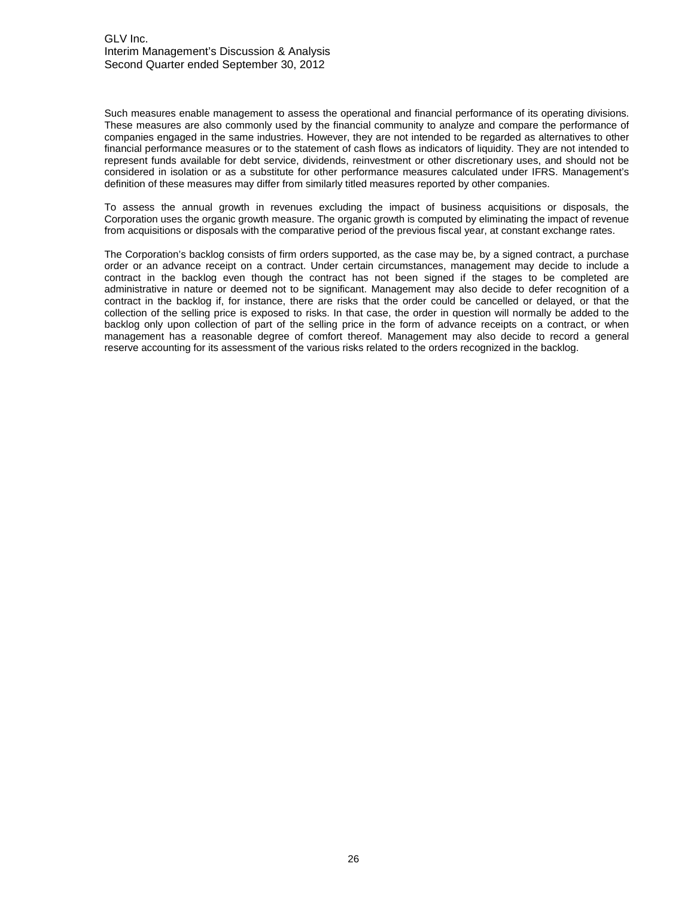Such measures enable management to assess the operational and financial performance of its operating divisions. These measures are also commonly used by the financial community to analyze and compare the performance of companies engaged in the same industries. However, they are not intended to be regarded as alternatives to other financial performance measures or to the statement of cash flows as indicators of liquidity. They are not intended to represent funds available for debt service, dividends, reinvestment or other discretionary uses, and should not be considered in isolation or as a substitute for other performance measures calculated under IFRS. Management's definition of these measures may differ from similarly titled measures reported by other companies.

To assess the annual growth in revenues excluding the impact of business acquisitions or disposals, the Corporation uses the organic growth measure. The organic growth is computed by eliminating the impact of revenue from acquisitions or disposals with the comparative period of the previous fiscal year, at constant exchange rates.

The Corporation's backlog consists of firm orders supported, as the case may be, by a signed contract, a purchase order or an advance receipt on a contract. Under certain circumstances, management may decide to include a contract in the backlog even though the contract has not been signed if the stages to be completed are administrative in nature or deemed not to be significant. Management may also decide to defer recognition of a contract in the backlog if, for instance, there are risks that the order could be cancelled or delayed, or that the collection of the selling price is exposed to risks. In that case, the order in question will normally be added to the backlog only upon collection of part of the selling price in the form of advance receipts on a contract, or when management has a reasonable degree of comfort thereof. Management may also decide to record a general reserve accounting for its assessment of the various risks related to the orders recognized in the backlog.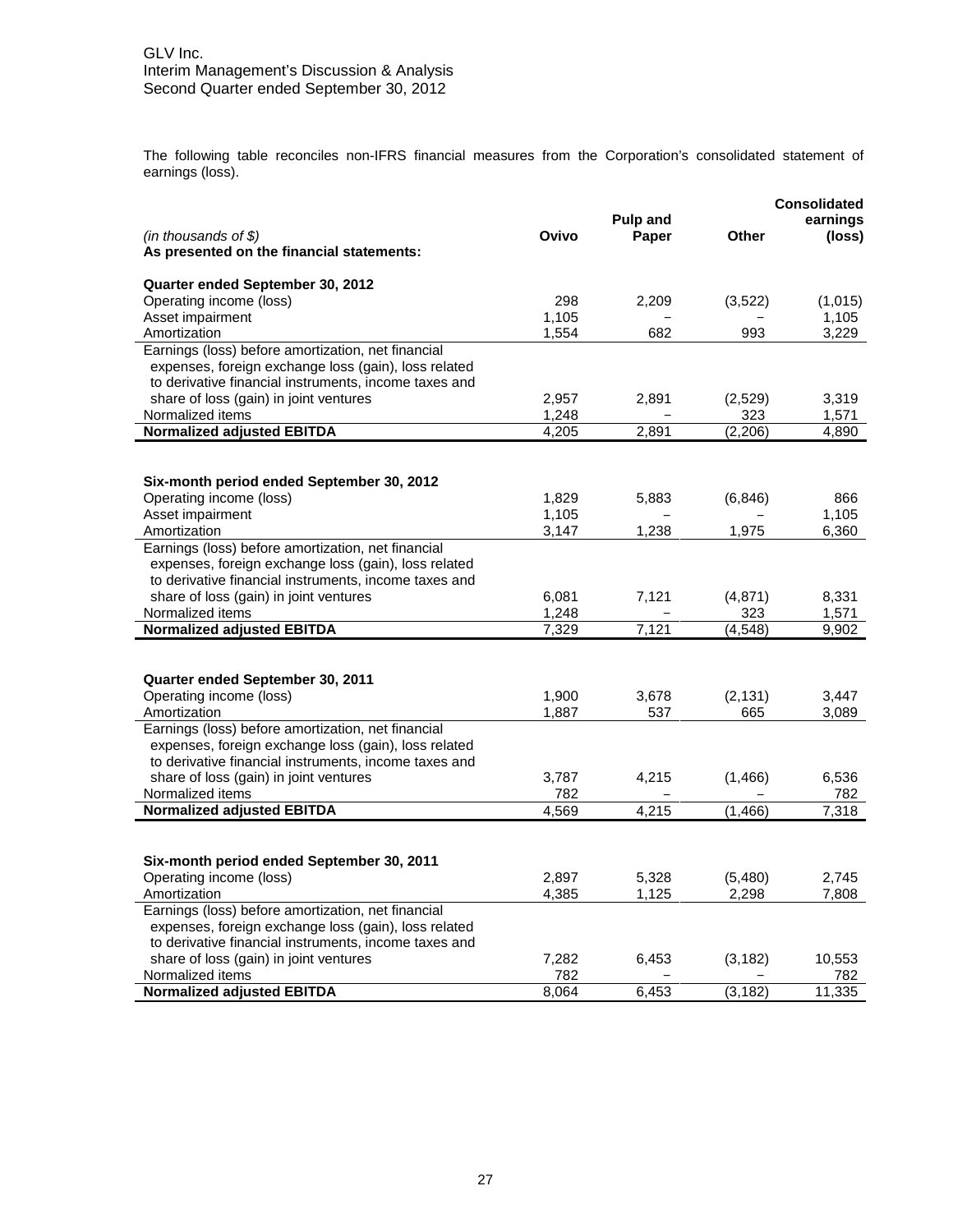The following table reconciles non-IFRS financial measures from the Corporation's consolidated statement of earnings (loss).

| *(in thousands of $)* **As presented on the financial statements:** | **Ovivo** | **Pulp and Paper** | **Other** | **Consolidated earnings (loss)** |
|---|---|---|---|---|
| **Quarter ended September 30, 2012** | | | | |
| Operating income (loss) | 298 | 2,209 | (3,522) | (1,015) |
| Asset impairment | 1,105 | – | – | 1,105 |
| Amortization | 1,554 | 682 | 993 | 3,229 |
| Earnings (loss) before amortization, net financial expenses, foreign exchange loss (gain), loss related to derivative financial instruments, income taxes and share of loss (gain) in joint ventures | 2,957 | 2,891 | (2,529) | 3,319 |
| Normalized items | 1,248 | – | 323 | 1,571 |
| **Normalized adjusted EBITDA** | 4,205 | 2,891 | (2,206) | 4,890 |
| **Six-month period ended September 30, 2012** | | | | |
| Operating income (loss) | 1,829 | 5,883 | (6,846) | 866 |
| Asset impairment | 1,105 | – | – | 1,105 |
| Amortization | 3,147 | 1,238 | 1,975 | 6,360 |
| Earnings (loss) before amortization, net financial expenses, foreign exchange loss (gain), loss related to derivative financial instruments, income taxes and share of loss (gain) in joint ventures | 6,081 | 7,121 | (4,871) | 8,331 |
| Normalized items | 1,248 | – | 323 | 1,571 |
| **Normalized adjusted EBITDA** | 7,329 | 7,121 | (4,548) | 9,902 |
| **Quarter ended September 30, 2011** | | | | |
| Operating income (loss) | 1,900 | 3,678 | (2,131) | 3,447 |
| Amortization | 1,887 | 537 | 665 | 3,089 |
| Earnings (loss) before amortization, net financial expenses, foreign exchange loss (gain), loss related to derivative financial instruments, income taxes and share of loss (gain) in joint ventures | 3,787 | 4,215 | (1,466) | 6,536 |
| Normalized items | 782 | – | – | 782 |
| **Normalized adjusted EBITDA** | 4,569 | 4,215 | (1,466) | 7,318 |
| **Six-month period ended September 30, 2011** | | | | |
| Operating income (loss) | 2,897 | 5,328 | (5,480) | 2,745 |
| Amortization | 4,385 | 1,125 | 2,298 | 7,808 |
| Earnings (loss) before amortization, net financial expenses, foreign exchange loss (gain), loss related to derivative financial instruments, income taxes and share of loss (gain) in joint ventures | 7,282 | 6,453 | (3,182) | 10,553 |
| Normalized items | 782 | – | – | 782 |
| **Normalized adjusted EBITDA** | 8,064 | 6,453 | (3,182) | 11,335 |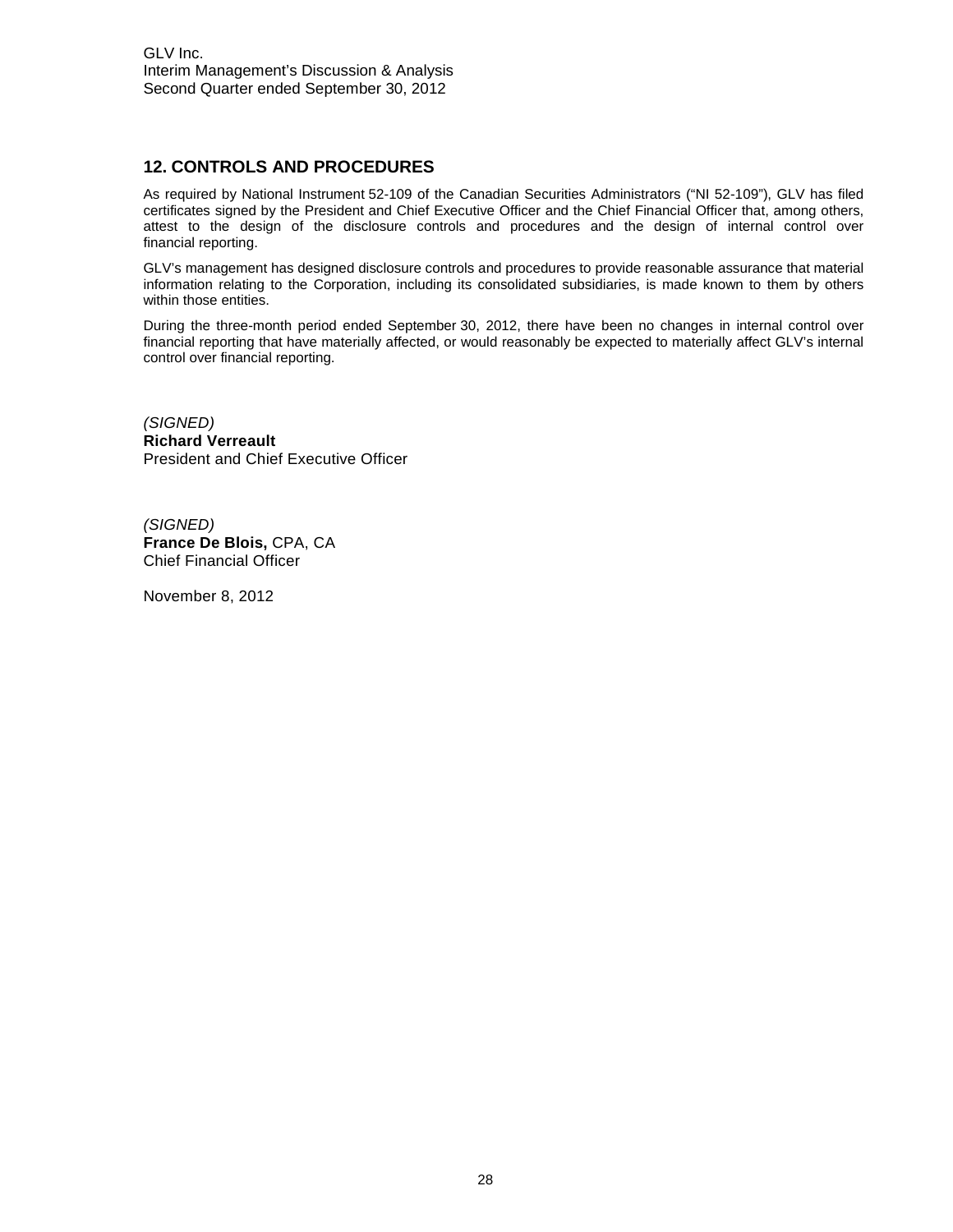## 12. CONTROLS AND PROCEDURES

As required by National Instrument 52-109 of the Canadian Securities Administrators ("NI 52-109"), GLV has filed certificates signed by the President and Chief Executive Officer and the Chief Financial Officer that, among others, attest to the design of the disclosure controls and procedures and the design of internal control over financial reporting.

GLV's management has designed disclosure controls and procedures to provide reasonable assurance that material information relating to the Corporation, including its consolidated subsidiaries, is made known to them by others within those entities.

During the three-month period ended September 30, 2012, there have been no changes in internal control over financial reporting that have materially affected, or would reasonably be expected to materially affect GLV's internal control over financial reporting.

*(SIGNED)*
**Richard Verreault**
President and Chief Executive Officer

*(SIGNED)*
**France De Blois,** CPA, CA
Chief Financial Officer

November 8, 2012